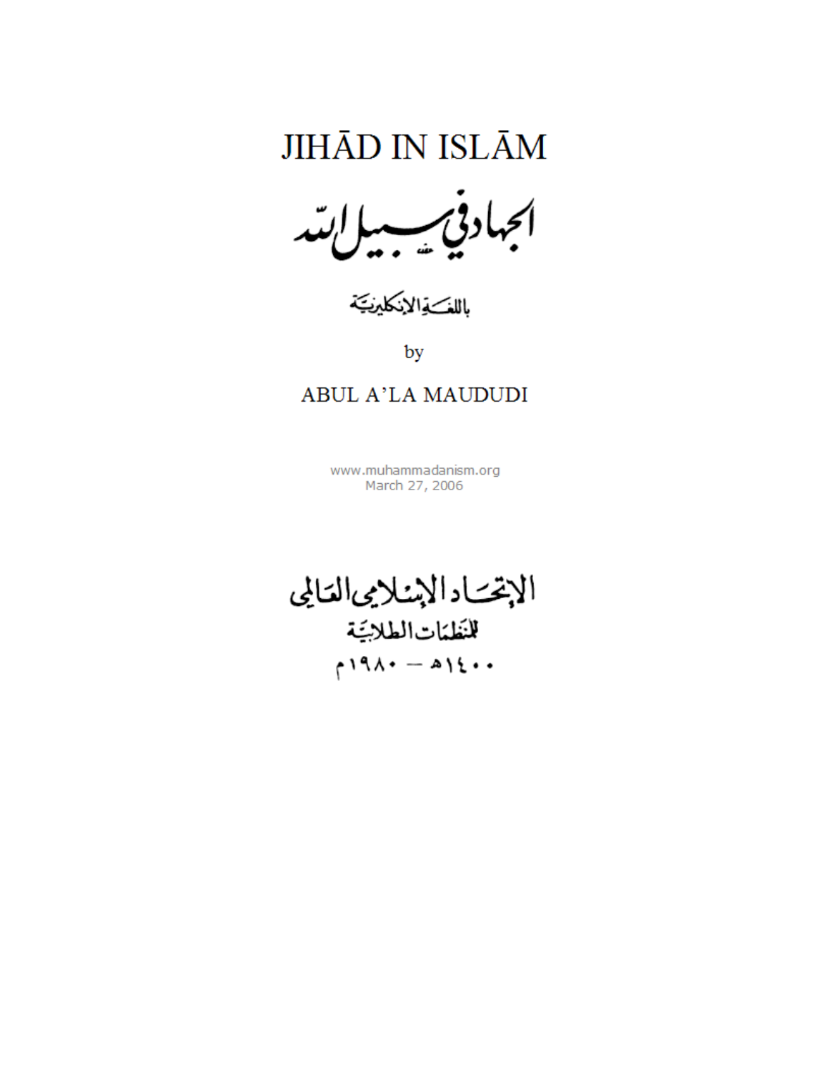# JIHĀD IN ISLĀM

## الجهاد في سبيل الله

بالللغة الإنكليزية

by

ABUL A'LA MAUDUDI

www.muhammadanism.org
March 27, 2006

الإتحاد الإسلامي العالمي
للمنظمات الطلابية
١٤٠٠هـ — ١٩٨٠م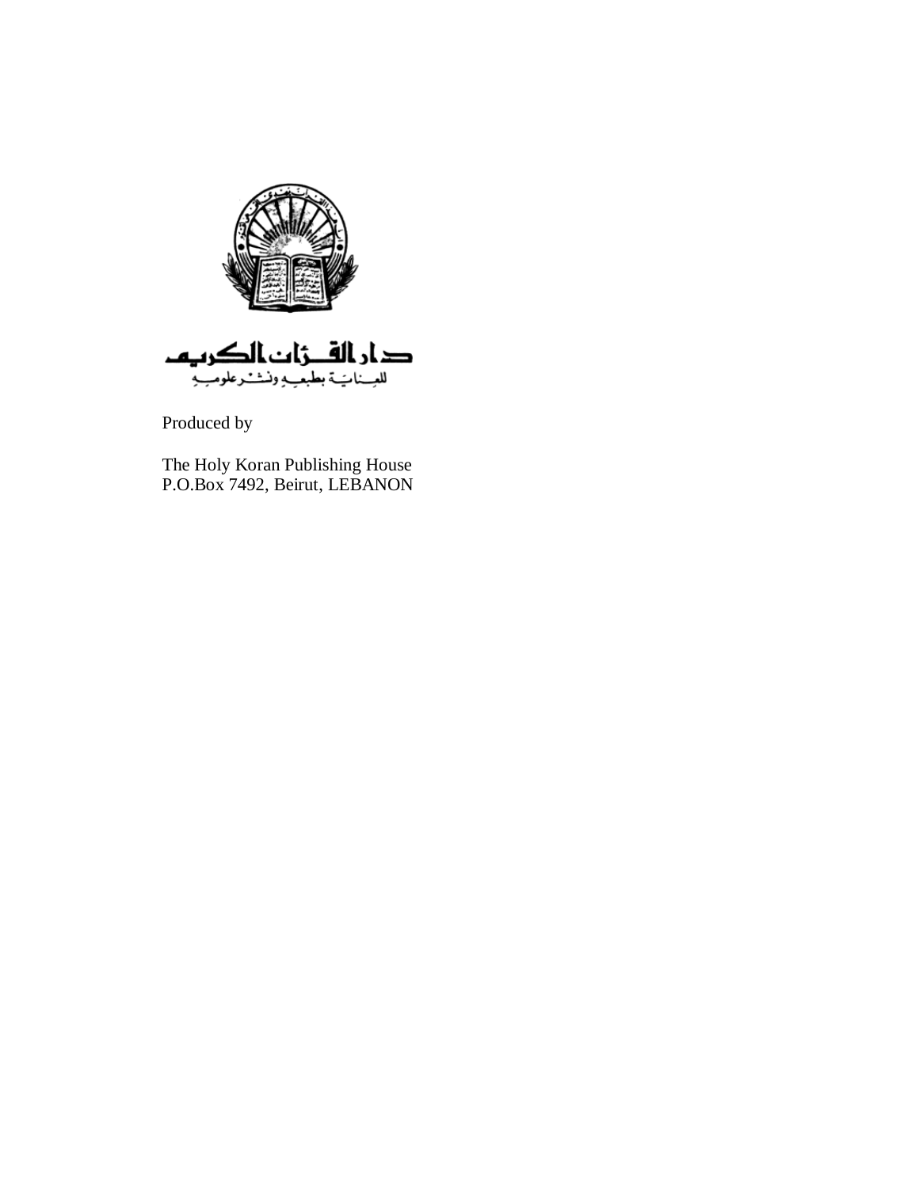دار القرآن الكريم
للعناية بطبعه ونشر علومه

Produced by

The Holy Koran Publishing House
P.O.Box 7492, Beirut, LEBANON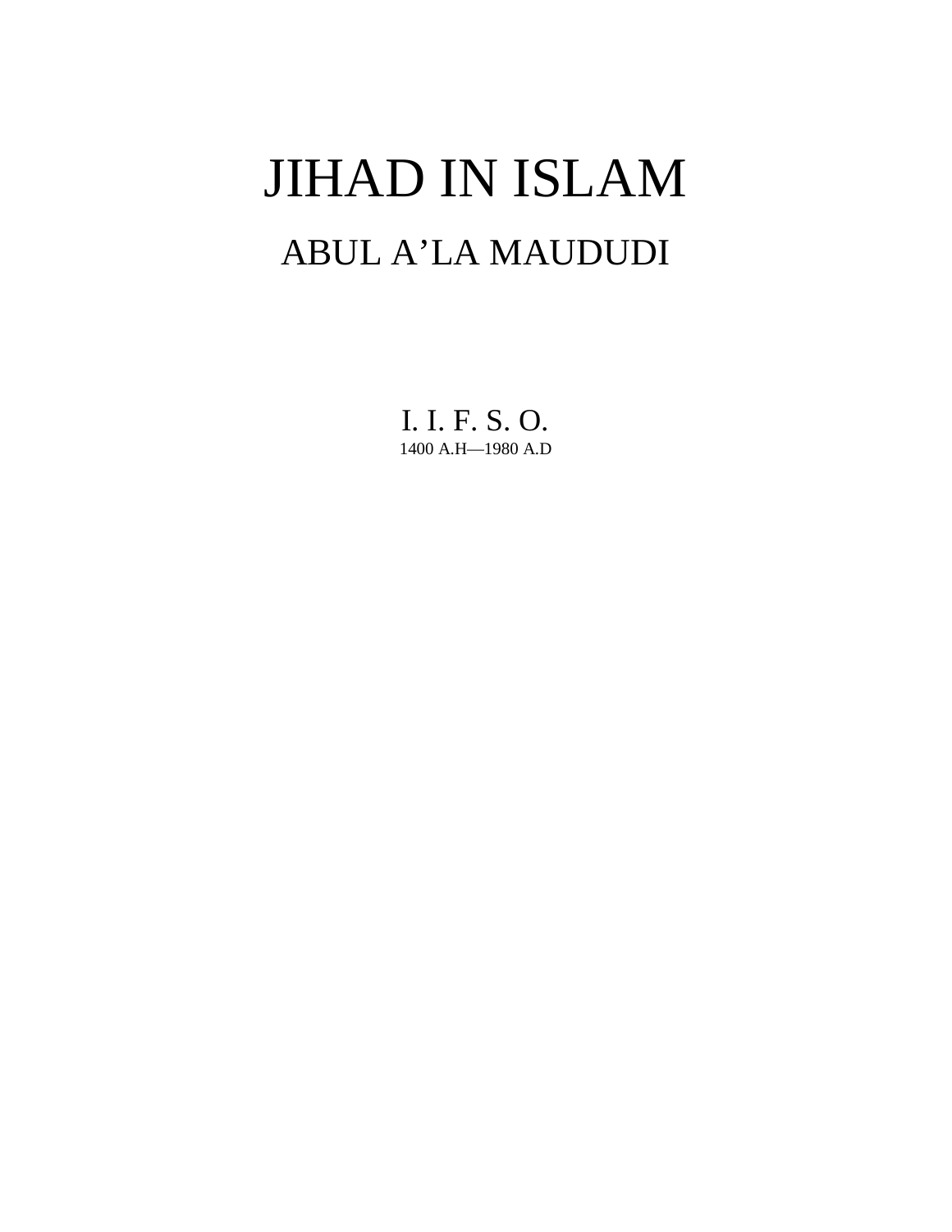# JIHAD IN ISLAM

## ABUL A'LA MAUDUDI

I. I. F. S. O.

1400 A.H—1980 A.D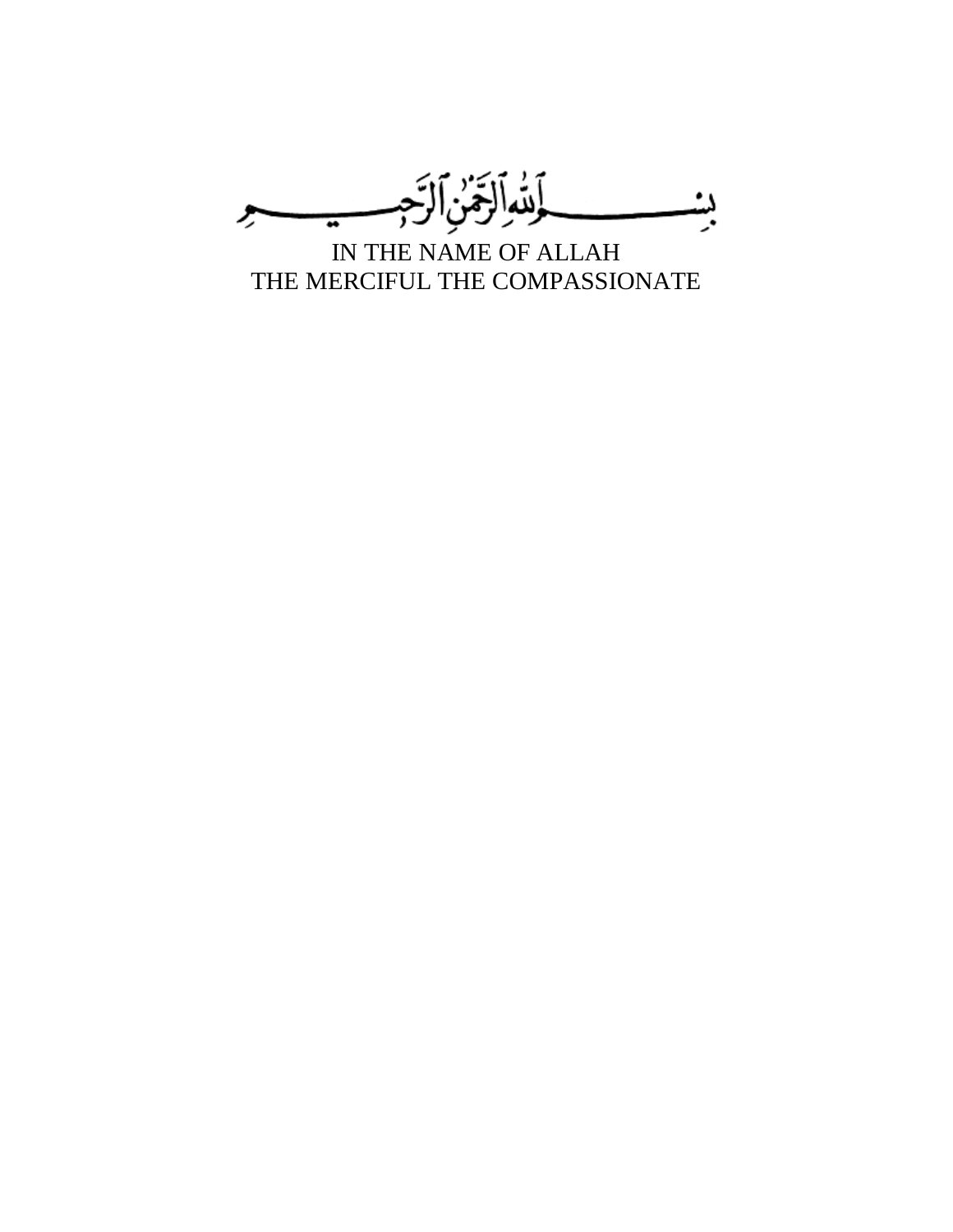بِسْمِ اللَّهِ الرَّحْمَٰنِ الرَّحِيمِ

IN THE NAME OF ALLAH
THE MERCIFUL THE COMPASSIONATE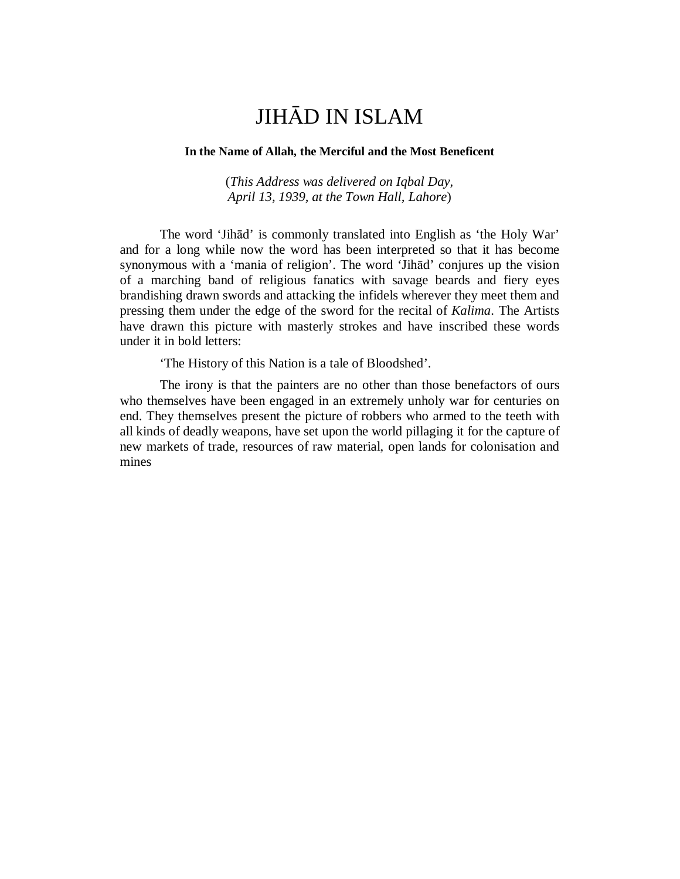# JIHĀD IN ISLAM

**In the Name of Allah, the Merciful and the Most Beneficent**

(*This Address was delivered on Iqbal Day, April 13, 1939, at the Town Hall, Lahore*)

The word 'Jihād' is commonly translated into English as 'the Holy War' and for a long while now the word has been interpreted so that it has become synonymous with a 'mania of religion'. The word 'Jihād' conjures up the vision of a marching band of religious fanatics with savage beards and fiery eyes brandishing drawn swords and attacking the infidels wherever they meet them and pressing them under the edge of the sword for the recital of *Kalima*. The Artists have drawn this picture with masterly strokes and have inscribed these words under it in bold letters:

'The History of this Nation is a tale of Bloodshed'.

The irony is that the painters are no other than those benefactors of ours who themselves have been engaged in an extremely unholy war for centuries on end. They themselves present the picture of robbers who armed to the teeth with all kinds of deadly weapons, have set upon the world pillaging it for the capture of new markets of trade, resources of raw material, open lands for colonisation and mines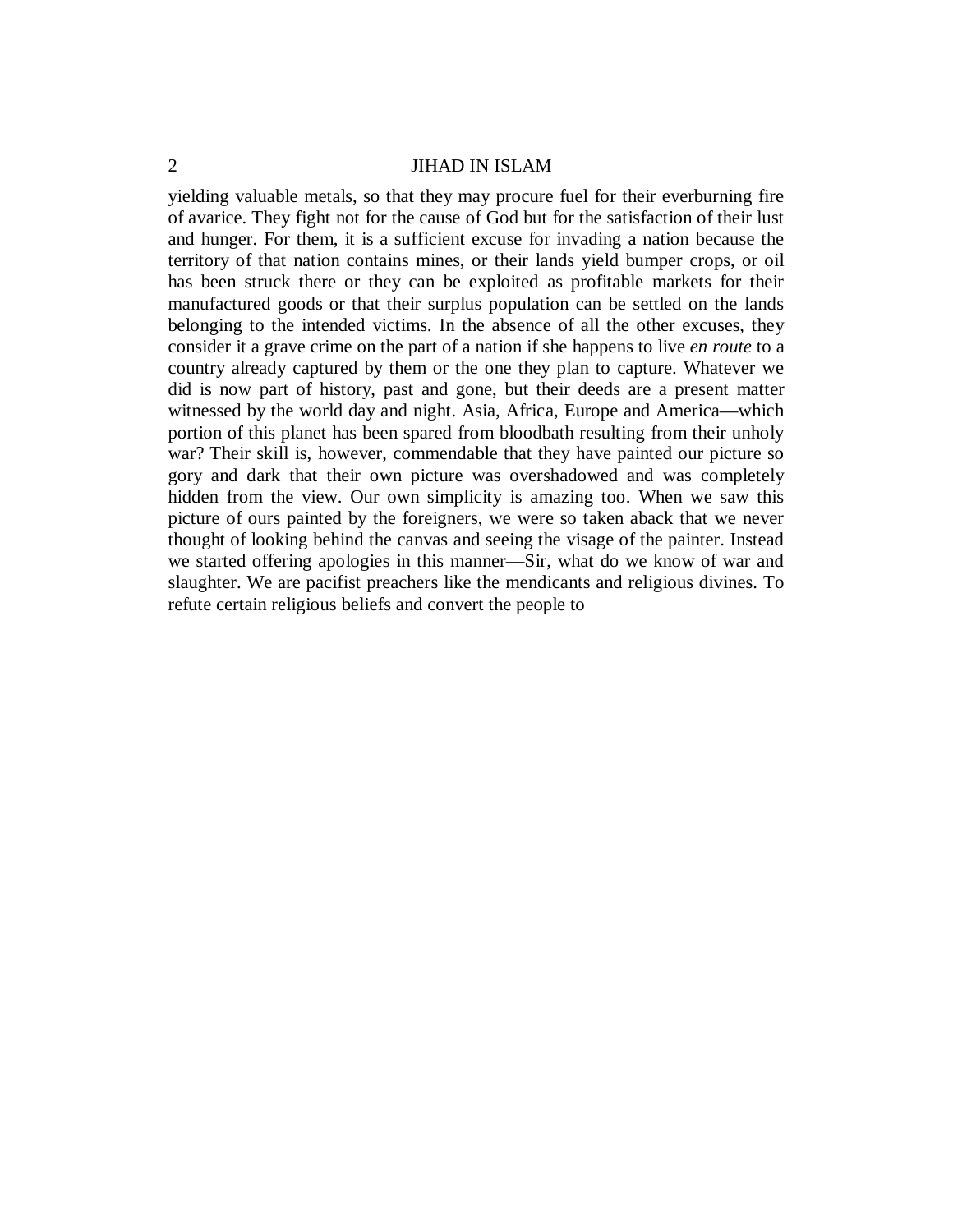yielding valuable metals, so that they may procure fuel for their everburning fire of avarice. They fight not for the cause of God but for the satisfaction of their lust and hunger. For them, it is a sufficient excuse for invading a nation because the territory of that nation contains mines, or their lands yield bumper crops, or oil has been struck there or they can be exploited as profitable markets for their manufactured goods or that their surplus population can be settled on the lands belonging to the intended victims. In the absence of all the other excuses, they consider it a grave crime on the part of a nation if she happens to live *en route* to a country already captured by them or the one they plan to capture. Whatever we did is now part of history, past and gone, but their deeds are a present matter witnessed by the world day and night. Asia, Africa, Europe and America—which portion of this planet has been spared from bloodbath resulting from their unholy war? Their skill is, however, commendable that they have painted our picture so gory and dark that their own picture was overshadowed and was completely hidden from the view. Our own simplicity is amazing too. When we saw this picture of ours painted by the foreigners, we were so taken aback that we never thought of looking behind the canvas and seeing the visage of the painter. Instead we started offering apologies in this manner—Sir, what do we know of war and slaughter. We are pacifist preachers like the mendicants and religious divines. To refute certain religious beliefs and convert the people to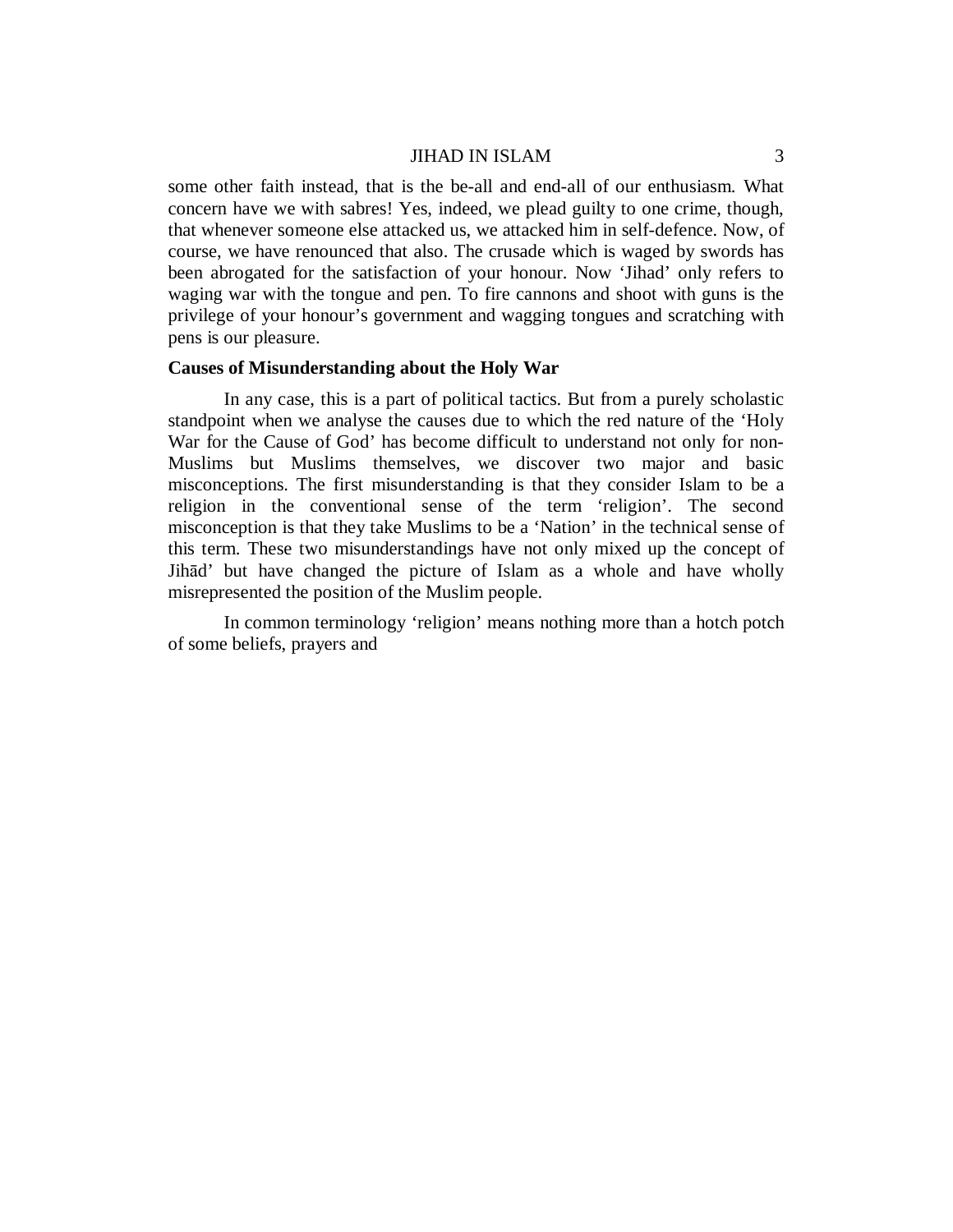some other faith instead, that is the be-all and end-all of our enthusiasm. What concern have we with sabres! Yes, indeed, we plead guilty to one crime, though, that whenever someone else attacked us, we attacked him in self-defence. Now, of course, we have renounced that also. The crusade which is waged by swords has been abrogated for the satisfaction of your honour. Now 'Jihad' only refers to waging war with the tongue and pen. To fire cannons and shoot with guns is the privilege of your honour's government and wagging tongues and scratching with pens is our pleasure.

**Causes of Misunderstanding about the Holy War**

In any case, this is a part of political tactics. But from a purely scholastic standpoint when we analyse the causes due to which the red nature of the 'Holy War for the Cause of God' has become difficult to understand not only for non-Muslims but Muslims themselves, we discover two major and basic misconceptions. The first misunderstanding is that they consider Islam to be a religion in the conventional sense of the term 'religion'. The second misconception is that they take Muslims to be a 'Nation' in the technical sense of this term. These two misunderstandings have not only mixed up the concept of Jihād' but have changed the picture of Islam as a whole and have wholly misrepresented the position of the Muslim people.

In common terminology 'religion' means nothing more than a hotch potch of some beliefs, prayers and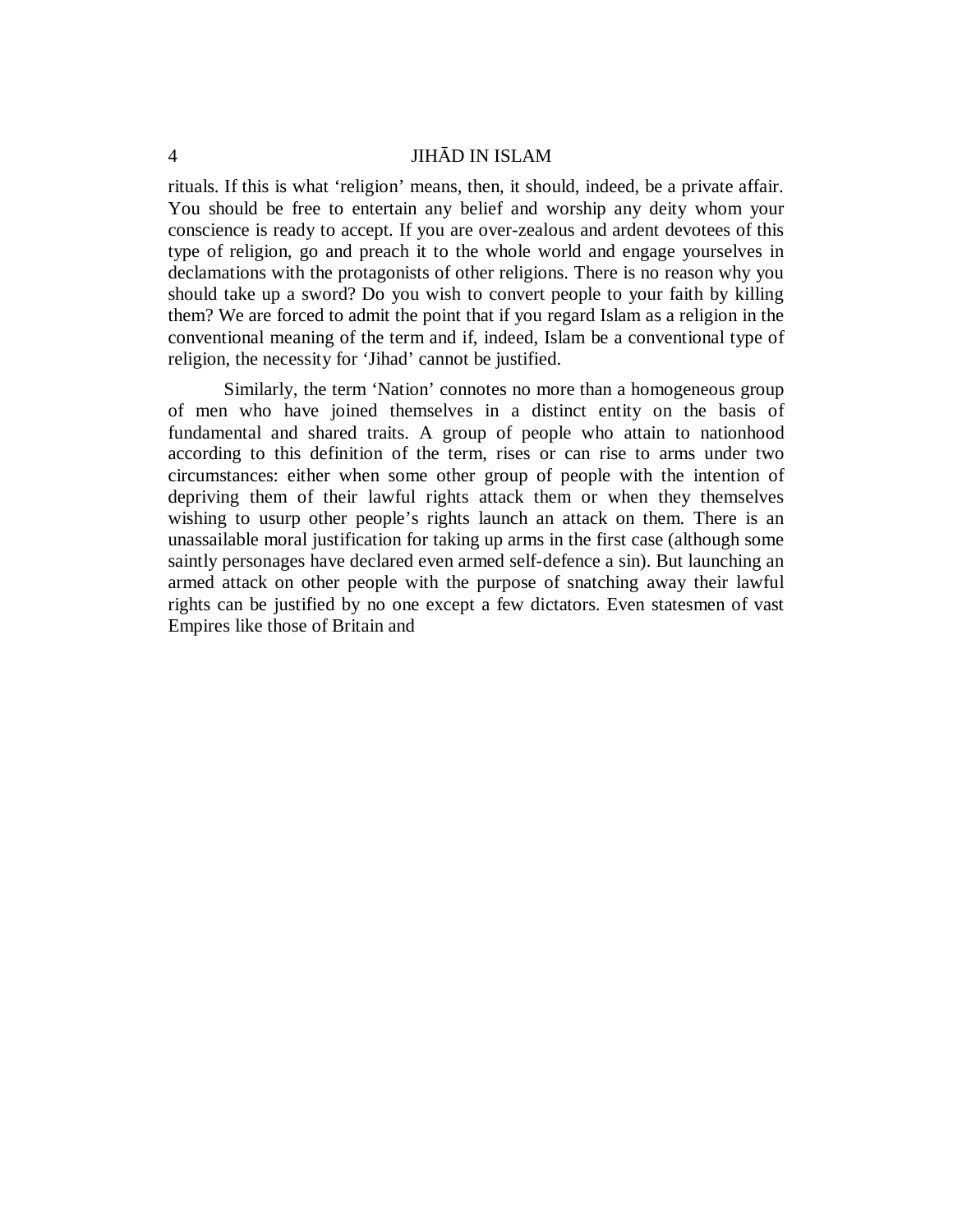rituals. If this is what 'religion' means, then, it should, indeed, be a private affair. You should be free to entertain any belief and worship any deity whom your conscience is ready to accept. If you are over-zealous and ardent devotees of this type of religion, go and preach it to the whole world and engage yourselves in declamations with the protagonists of other religions. There is no reason why you should take up a sword? Do you wish to convert people to your faith by killing them? We are forced to admit the point that if you regard Islam as a religion in the conventional meaning of the term and if, indeed, Islam be a conventional type of religion, the necessity for 'Jihad' cannot be justified.

Similarly, the term 'Nation' connotes no more than a homogeneous group of men who have joined themselves in a distinct entity on the basis of fundamental and shared traits. A group of people who attain to nationhood according to this definition of the term, rises or can rise to arms under two circumstances: either when some other group of people with the intention of depriving them of their lawful rights attack them or when they themselves wishing to usurp other people's rights launch an attack on them. There is an unassailable moral justification for taking up arms in the first case (although some saintly personages have declared even armed self-defence a sin). But launching an armed attack on other people with the purpose of snatching away their lawful rights can be justified by no one except a few dictators. Even statesmen of vast Empires like those of Britain and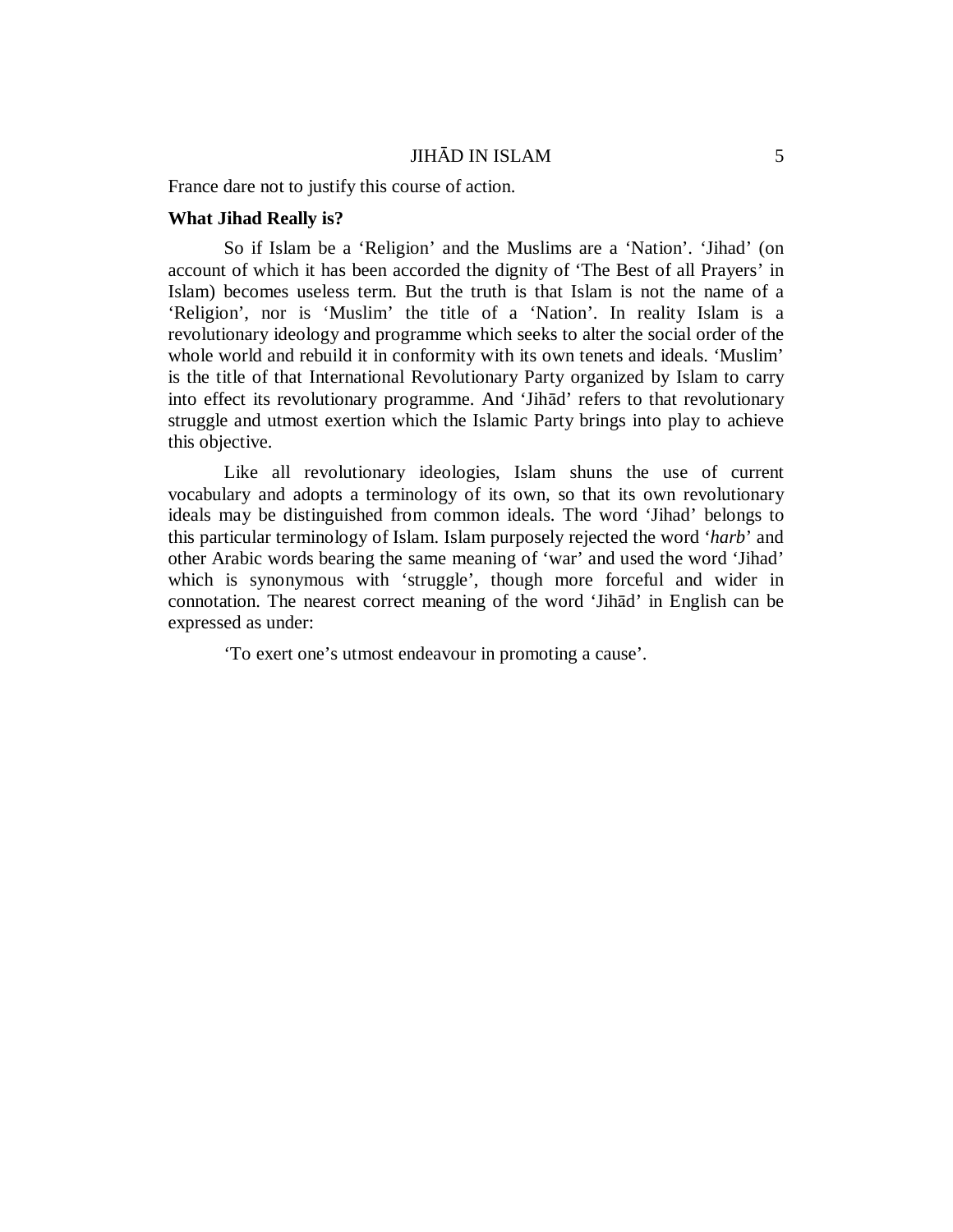France dare not to justify this course of action.

**What Jihad Really is?**

So if Islam be a 'Religion' and the Muslims are a 'Nation'. 'Jihad' (on account of which it has been accorded the dignity of 'The Best of all Prayers' in Islam) becomes useless term. But the truth is that Islam is not the name of a 'Religion', nor is 'Muslim' the title of a 'Nation'. In reality Islam is a revolutionary ideology and programme which seeks to alter the social order of the whole world and rebuild it in conformity with its own tenets and ideals. 'Muslim' is the title of that International Revolutionary Party organized by Islam to carry into effect its revolutionary programme. And 'Jihād' refers to that revolutionary struggle and utmost exertion which the Islamic Party brings into play to achieve this objective.

Like all revolutionary ideologies, Islam shuns the use of current vocabulary and adopts a terminology of its own, so that its own revolutionary ideals may be distinguished from common ideals. The word 'Jihad' belongs to this particular terminology of Islam. Islam purposely rejected the word '*harb*' and other Arabic words bearing the same meaning of 'war' and used the word 'Jihad' which is synonymous with 'struggle', though more forceful and wider in connotation. The nearest correct meaning of the word 'Jihād' in English can be expressed as under:

'To exert one's utmost endeavour in promoting a cause'.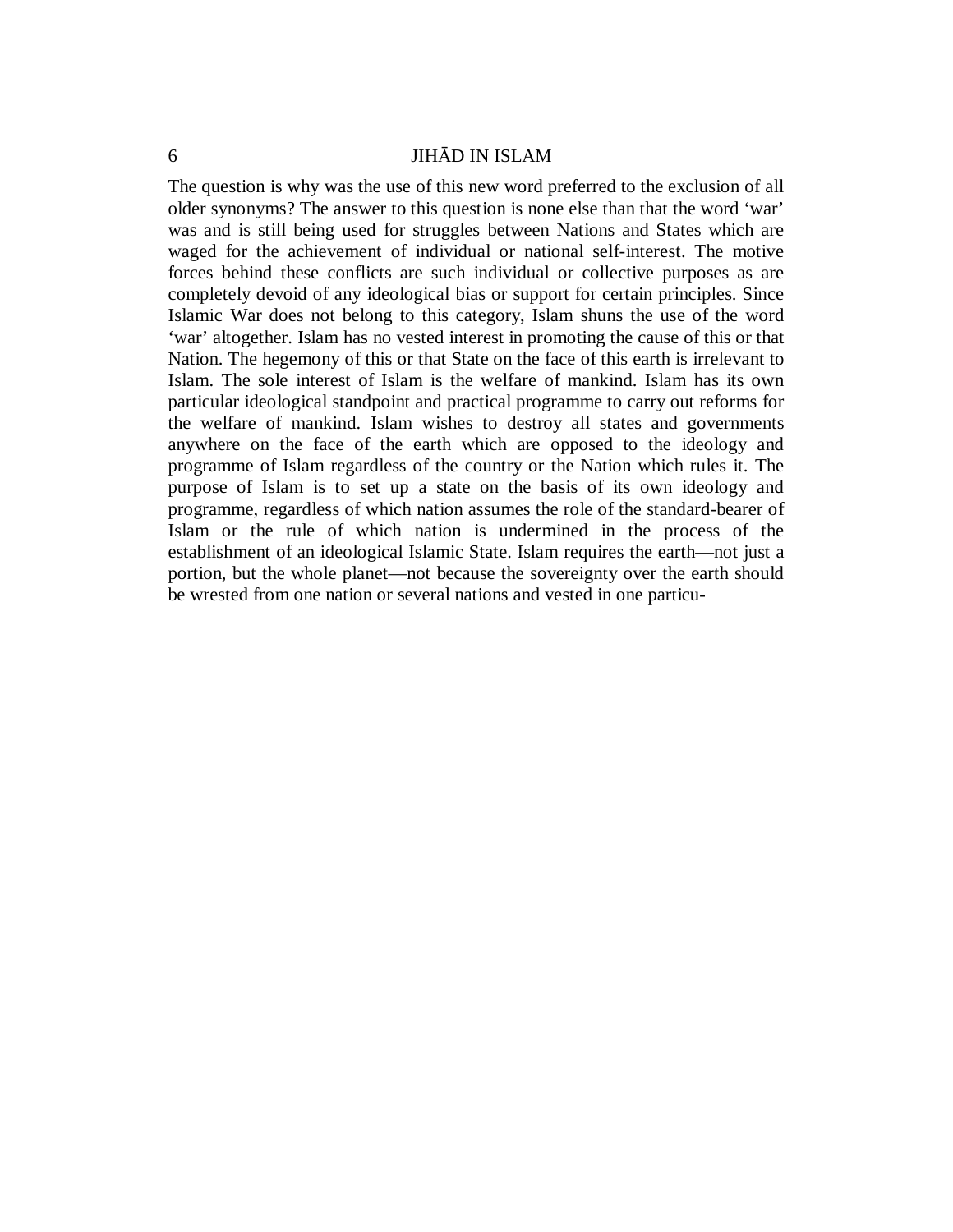The question is why was the use of this new word preferred to the exclusion of all older synonyms? The answer to this question is none else than that the word 'war' was and is still being used for struggles between Nations and States which are waged for the achievement of individual or national self-interest. The motive forces behind these conflicts are such individual or collective purposes as are completely devoid of any ideological bias or support for certain principles. Since Islamic War does not belong to this category, Islam shuns the use of the word 'war' altogether. Islam has no vested interest in promoting the cause of this or that Nation. The hegemony of this or that State on the face of this earth is irrelevant to Islam. The sole interest of Islam is the welfare of mankind. Islam has its own particular ideological standpoint and practical programme to carry out reforms for the welfare of mankind. Islam wishes to destroy all states and governments anywhere on the face of the earth which are opposed to the ideology and programme of Islam regardless of the country or the Nation which rules it. The purpose of Islam is to set up a state on the basis of its own ideology and programme, regardless of which nation assumes the role of the standard-bearer of Islam or the rule of which nation is undermined in the process of the establishment of an ideological Islamic State. Islam requires the earth—not just a portion, but the whole planet—not because the sovereignty over the earth should be wrested from one nation or several nations and vested in one particu-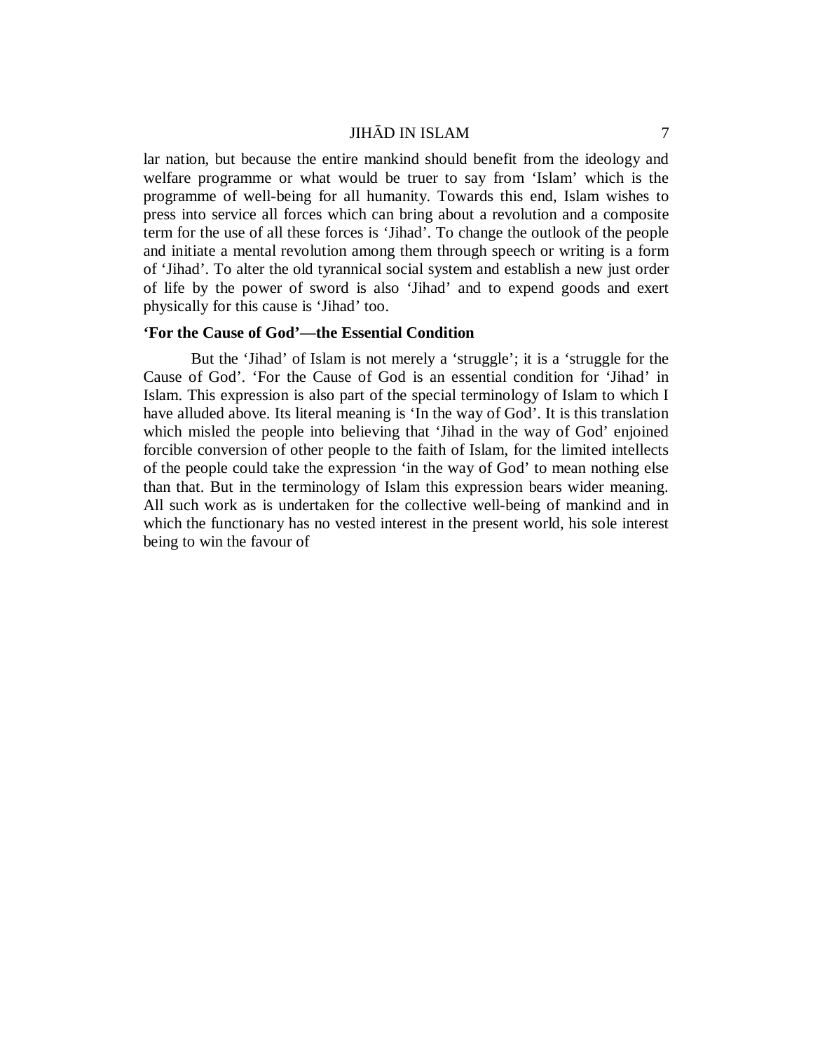lar nation, but because the entire mankind should benefit from the ideology and welfare programme or what would be truer to say from 'Islam' which is the programme of well-being for all humanity. Towards this end, Islam wishes to press into service all forces which can bring about a revolution and a composite term for the use of all these forces is 'Jihad'. To change the outlook of the people and initiate a mental revolution among them through speech or writing is a form of 'Jihad'. To alter the old tyrannical social system and establish a new just order of life by the power of sword is also 'Jihad' and to expend goods and exert physically for this cause is 'Jihad' too.

### 'For the Cause of God'—the Essential Condition

But the 'Jihad' of Islam is not merely a 'struggle'; it is a 'struggle for the Cause of God'. 'For the Cause of God is an essential condition for 'Jihad' in Islam. This expression is also part of the special terminology of Islam to which I have alluded above. Its literal meaning is 'In the way of God'. It is this translation which misled the people into believing that 'Jihad in the way of God' enjoined forcible conversion of other people to the faith of Islam, for the limited intellects of the people could take the expression 'in the way of God' to mean nothing else than that. But in the terminology of Islam this expression bears wider meaning. All such work as is undertaken for the collective well-being of mankind and in which the functionary has no vested interest in the present world, his sole interest being to win the favour of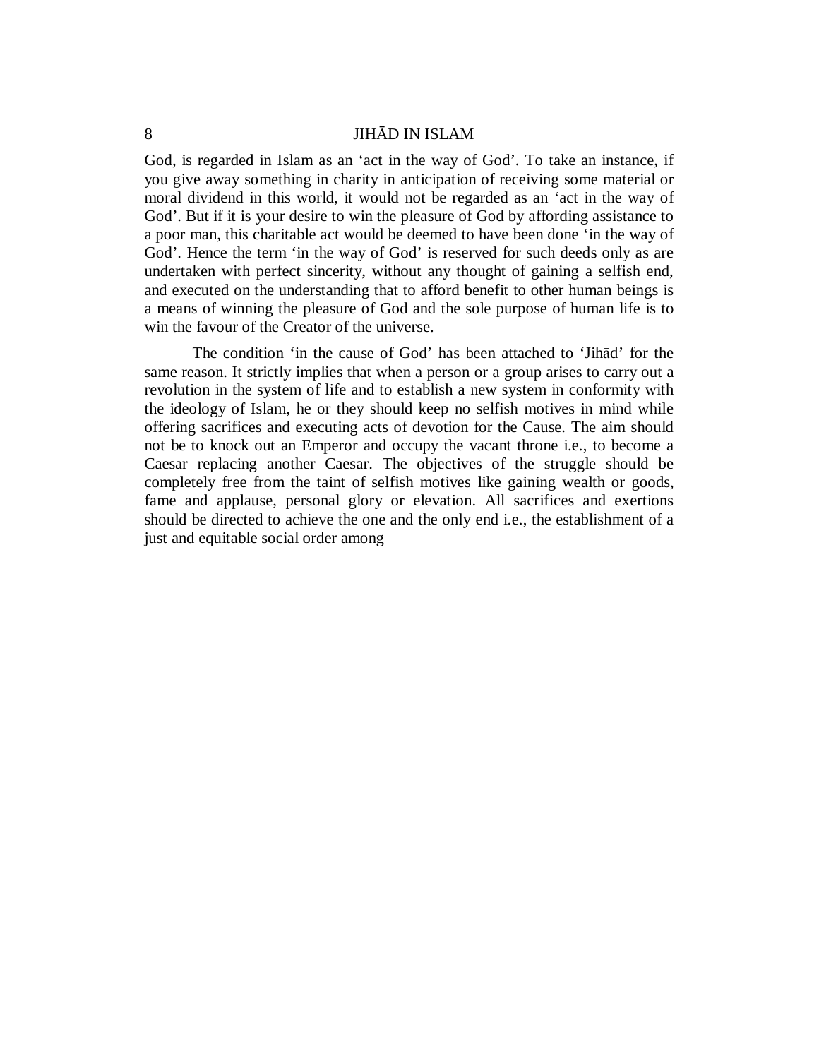God, is regarded in Islam as an ‘act in the way of God’. To take an instance, if you give away something in charity in anticipation of receiving some material or moral dividend in this world, it would not be regarded as an ‘act in the way of God’. But if it is your desire to win the pleasure of God by affording assistance to a poor man, this charitable act would be deemed to have been done ‘in the way of God’. Hence the term ‘in the way of God’ is reserved for such deeds only as are undertaken with perfect sincerity, without any thought of gaining a selfish end, and executed on the understanding that to afford benefit to other human beings is a means of winning the pleasure of God and the sole purpose of human life is to win the favour of the Creator of the universe.

The condition ‘in the cause of God’ has been attached to ‘Jihād’ for the same reason. It strictly implies that when a person or a group arises to carry out a revolution in the system of life and to establish a new system in conformity with the ideology of Islam, he or they should keep no selfish motives in mind while offering sacrifices and executing acts of devotion for the Cause. The aim should not be to knock out an Emperor and occupy the vacant throne i.e., to become a Caesar replacing another Caesar. The objectives of the struggle should be completely free from the taint of selfish motives like gaining wealth or goods, fame and applause, personal glory or elevation. All sacrifices and exertions should be directed to achieve the one and the only end i.e., the establishment of a just and equitable social order among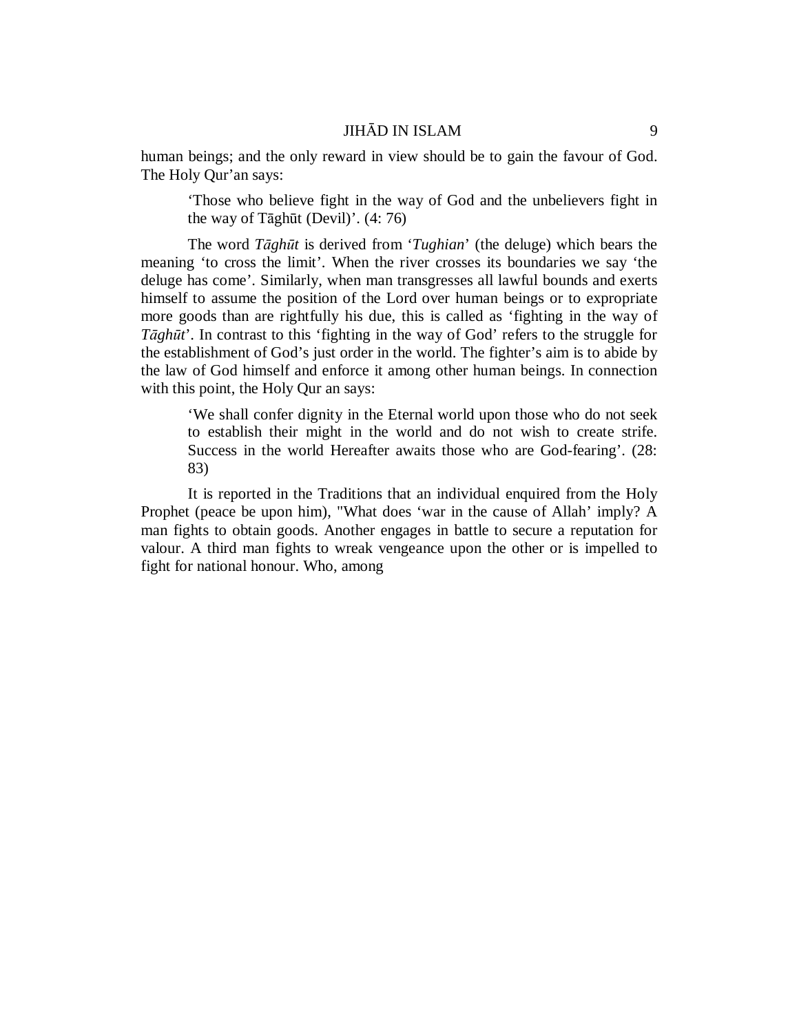human beings; and the only reward in view should be to gain the favour of God. The Holy Qur'an says:

> 'Those who believe fight in the way of God and the unbelievers fight in the way of Tāghūt (Devil)'. (4: 76)

The word *Tāghūt* is derived from '*Tughian*' (the deluge) which bears the meaning 'to cross the limit'. When the river crosses its boundaries we say 'the deluge has come'. Similarly, when man transgresses all lawful bounds and exerts himself to assume the position of the Lord over human beings or to expropriate more goods than are rightfully his due, this is called as 'fighting in the way of *Tāghūt*'. In contrast to this 'fighting in the way of God' refers to the struggle for the establishment of God's just order in the world. The fighter's aim is to abide by the law of God himself and enforce it among other human beings. In connection with this point, the Holy Qur an says:

> 'We shall confer dignity in the Eternal world upon those who do not seek to establish their might in the world and do not wish to create strife. Success in the world Hereafter awaits those who are God-fearing'. (28: 83)

It is reported in the Traditions that an individual enquired from the Holy Prophet (peace be upon him), "What does 'war in the cause of Allah' imply? A man fights to obtain goods. Another engages in battle to secure a reputation for valour. A third man fights to wreak vengeance upon the other or is impelled to fight for national honour. Who, among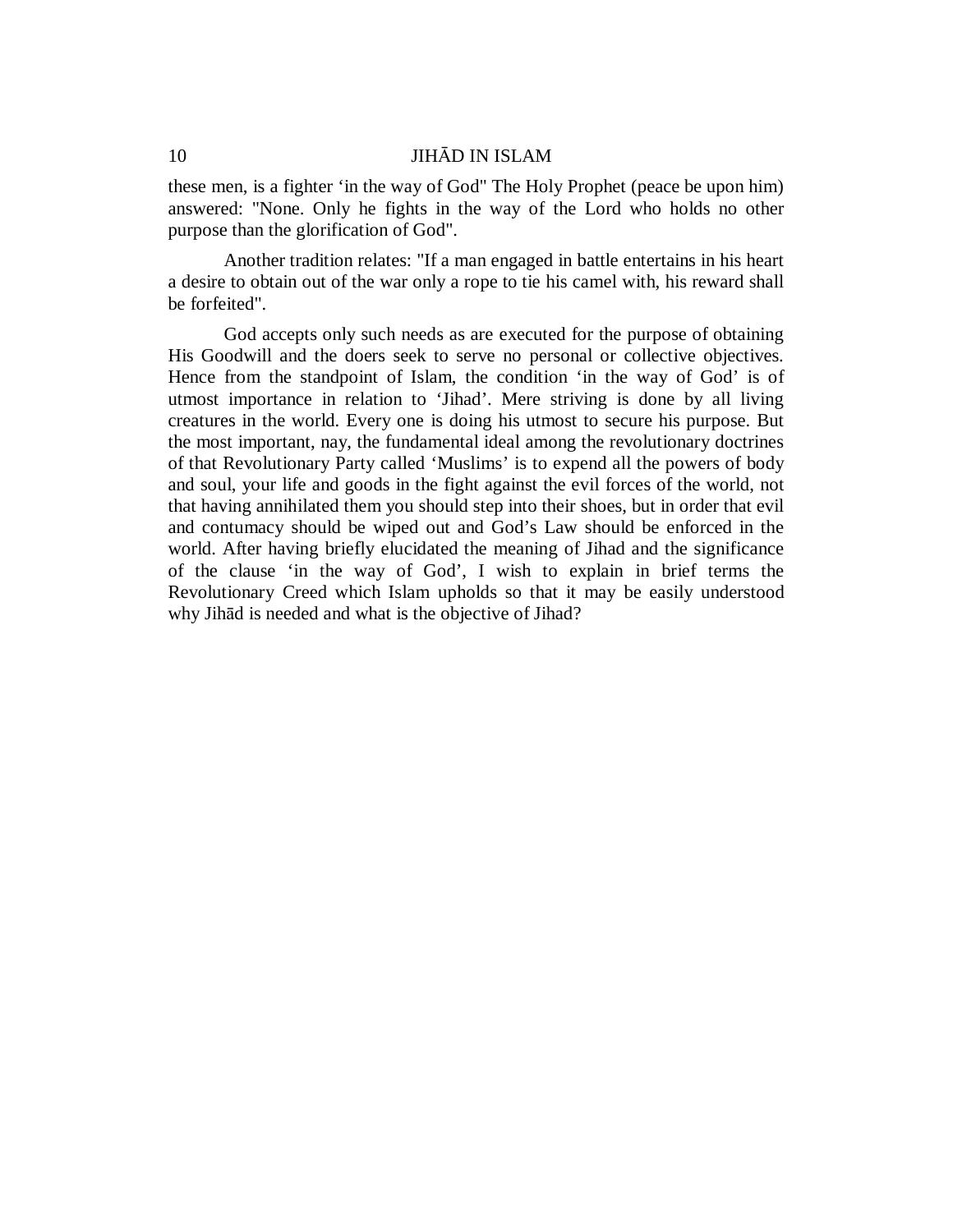these men, is a fighter 'in the way of God" The Holy Prophet (peace be upon him) answered: "None. Only he fights in the way of the Lord who holds no other purpose than the glorification of God".

Another tradition relates: "If a man engaged in battle entertains in his heart a desire to obtain out of the war only a rope to tie his camel with, his reward shall be forfeited".

God accepts only such needs as are executed for the purpose of obtaining His Goodwill and the doers seek to serve no personal or collective objectives. Hence from the standpoint of Islam, the condition 'in the way of God' is of utmost importance in relation to 'Jihad'. Mere striving is done by all living creatures in the world. Every one is doing his utmost to secure his purpose. But the most important, nay, the fundamental ideal among the revolutionary doctrines of that Revolutionary Party called 'Muslims' is to expend all the powers of body and soul, your life and goods in the fight against the evil forces of the world, not that having annihilated them you should step into their shoes, but in order that evil and contumacy should be wiped out and God's Law should be enforced in the world. After having briefly elucidated the meaning of Jihad and the significance of the clause 'in the way of God', I wish to explain in brief terms the Revolutionary Creed which Islam upholds so that it may be easily understood why Jihād is needed and what is the objective of Jihad?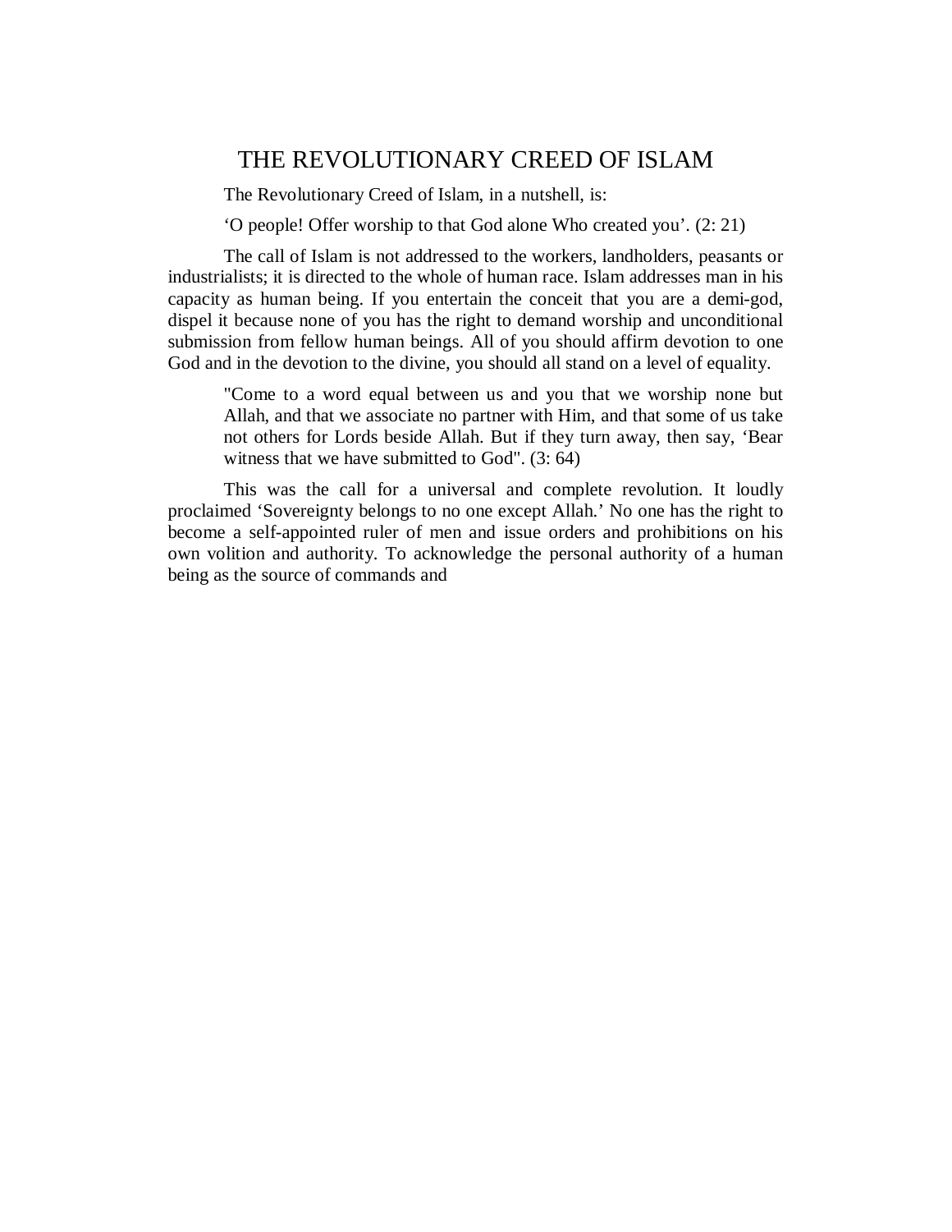# THE REVOLUTIONARY CREED OF ISLAM

The Revolutionary Creed of Islam, in a nutshell, is:

‘O people! Offer worship to that God alone Who created you’. (2: 21)

The call of Islam is not addressed to the workers, landholders, peasants or industrialists; it is directed to the whole of human race. Islam addresses man in his capacity as human being. If you entertain the conceit that you are a demi-god, dispel it because none of you has the right to demand worship and unconditional submission from fellow human beings. All of you should affirm devotion to one God and in the devotion to the divine, you should all stand on a level of equality.

> "Come to a word equal between us and you that we worship none but Allah, and that we associate no partner with Him, and that some of us take not others for Lords beside Allah. But if they turn away, then say, ‘Bear witness that we have submitted to God". (3: 64)

This was the call for a universal and complete revolution. It loudly proclaimed ‘Sovereignty belongs to no one except Allah.’ No one has the right to become a self-appointed ruler of men and issue orders and prohibitions on his own volition and authority. To acknowledge the personal authority of a human being as the source of commands and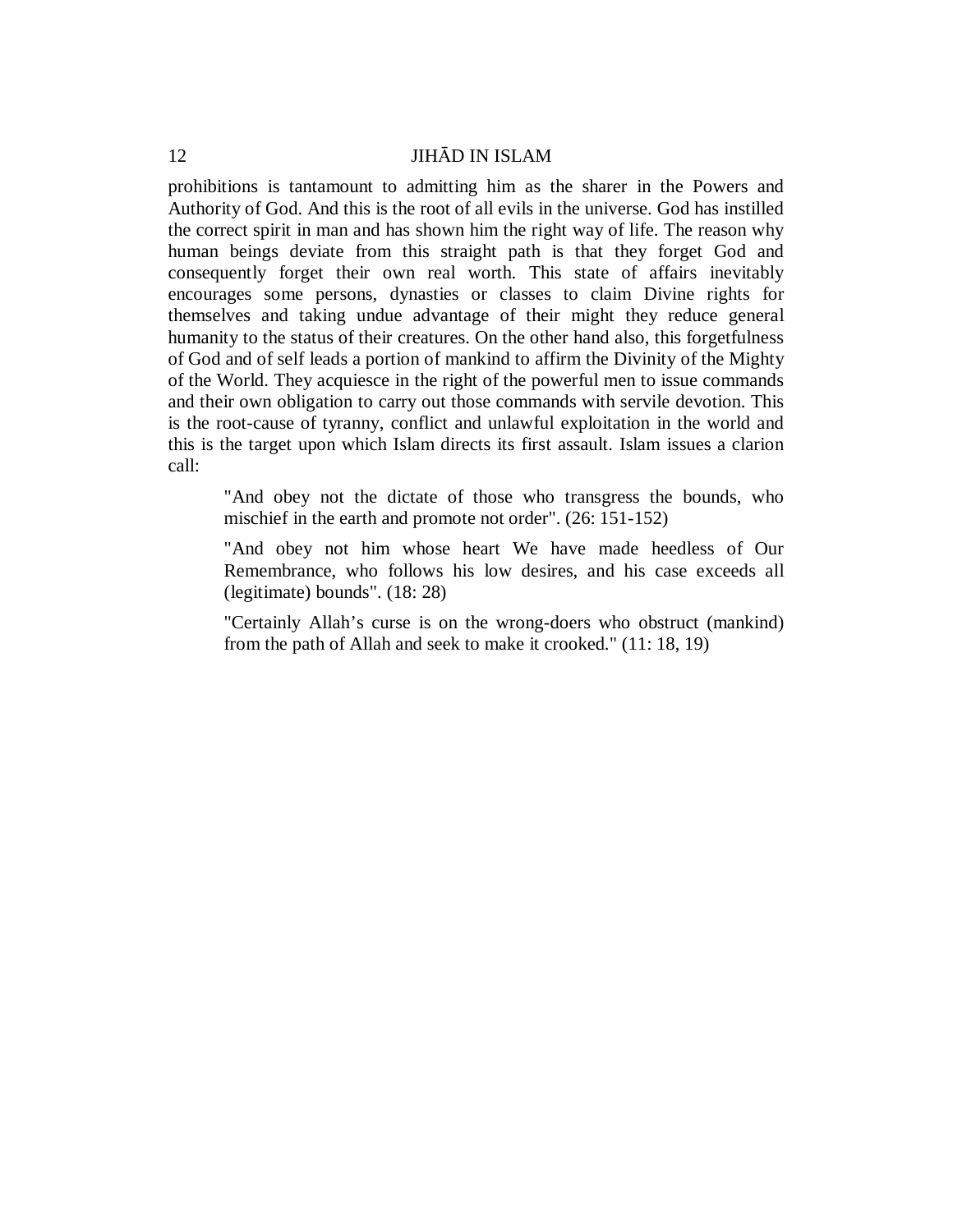prohibitions is tantamount to admitting him as the sharer in the Powers and Authority of God. And this is the root of all evils in the universe. God has instilled the correct spirit in man and has shown him the right way of life. The reason why human beings deviate from this straight path is that they forget God and consequently forget their own real worth. This state of affairs inevitably encourages some persons, dynasties or classes to claim Divine rights for themselves and taking undue advantage of their might they reduce general humanity to the status of their creatures. On the other hand also, this forgetfulness of God and of self leads a portion of mankind to affirm the Divinity of the Mighty of the World. They acquiesce in the right of the powerful men to issue commands and their own obligation to carry out those commands with servile devotion. This is the root-cause of tyranny, conflict and unlawful exploitation in the world and this is the target upon which Islam directs its first assault. Islam issues a clarion call:

> "And obey not the dictate of those who transgress the bounds, who mischief in the earth and promote not order". (26: 151-152)
>
> "And obey not him whose heart We have made heedless of Our Remembrance, who follows his low desires, and his case exceeds all (legitimate) bounds". (18: 28)
>
> "Certainly Allah's curse is on the wrong-doers who obstruct (mankind) from the path of Allah and seek to make it crooked." (11: 18, 19)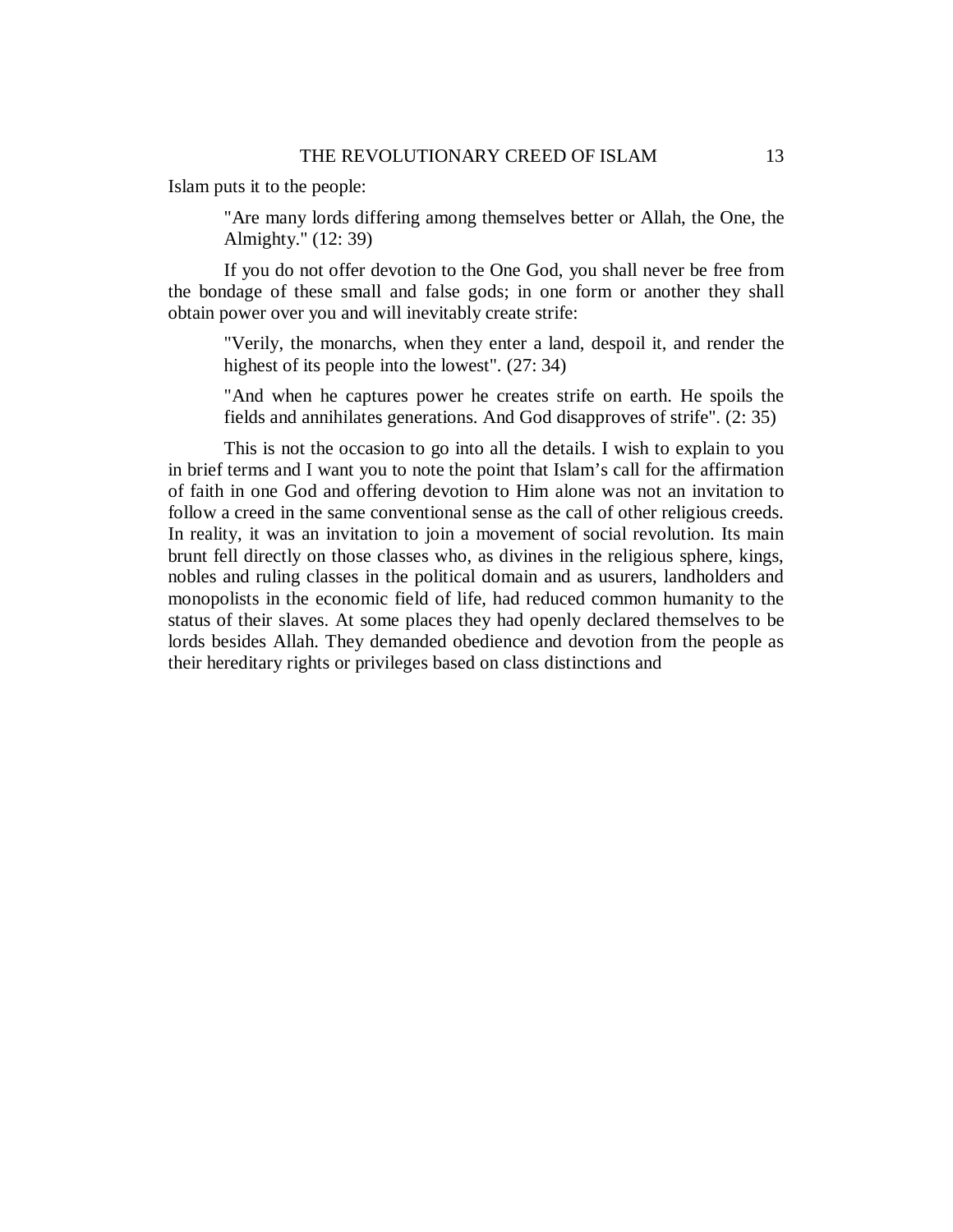Islam puts it to the people:

> "Are many lords differing among themselves better or Allah, the One, the Almighty." (12: 39)

If you do not offer devotion to the One God, you shall never be free from the bondage of these small and false gods; in one form or another they shall obtain power over you and will inevitably create strife:

> "Verily, the monarchs, when they enter a land, despoil it, and render the highest of its people into the lowest". (27: 34)

> "And when he captures power he creates strife on earth. He spoils the fields and annihilates generations. And God disapproves of strife". (2: 35)

This is not the occasion to go into all the details. I wish to explain to you in brief terms and I want you to note the point that Islam's call for the affirmation of faith in one God and offering devotion to Him alone was not an invitation to follow a creed in the same conventional sense as the call of other religious creeds. In reality, it was an invitation to join a movement of social revolution. Its main brunt fell directly on those classes who, as divines in the religious sphere, kings, nobles and ruling classes in the political domain and as usurers, landholders and monopolists in the economic field of life, had reduced common humanity to the status of their slaves. At some places they had openly declared themselves to be lords besides Allah. They demanded obedience and devotion from the people as their hereditary rights or privileges based on class distinctions and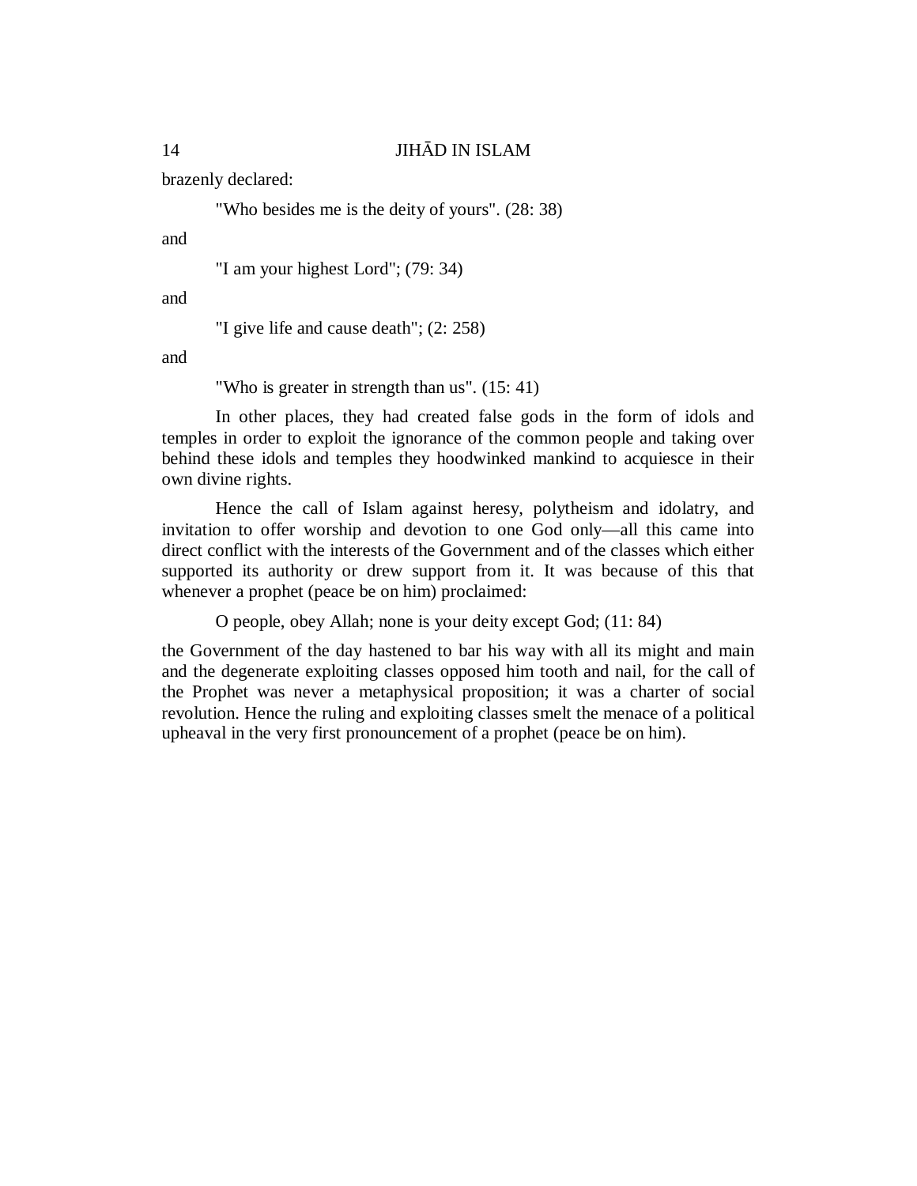brazenly declared:

> "Who besides me is the deity of yours". (28: 38)

and

> "I am your highest Lord"; (79: 34)

and

> "I give life and cause death"; (2: 258)

and

> "Who is greater in strength than us". (15: 41)

In other places, they had created false gods in the form of idols and temples in order to exploit the ignorance of the common people and taking over behind these idols and temples they hoodwinked mankind to acquiesce in their own divine rights.

Hence the call of Islam against heresy, polytheism and idolatry, and invitation to offer worship and devotion to one God only—all this came into direct conflict with the interests of the Government and of the classes which either supported its authority or drew support from it. It was because of this that whenever a prophet (peace be on him) proclaimed:

> O people, obey Allah; none is your deity except God; (11: 84)

the Government of the day hastened to bar his way with all its might and main and the degenerate exploiting classes opposed him tooth and nail, for the call of the Prophet was never a metaphysical proposition; it was a charter of social revolution. Hence the ruling and exploiting classes smelt the menace of a political upheaval in the very first pronouncement of a prophet (peace be on him).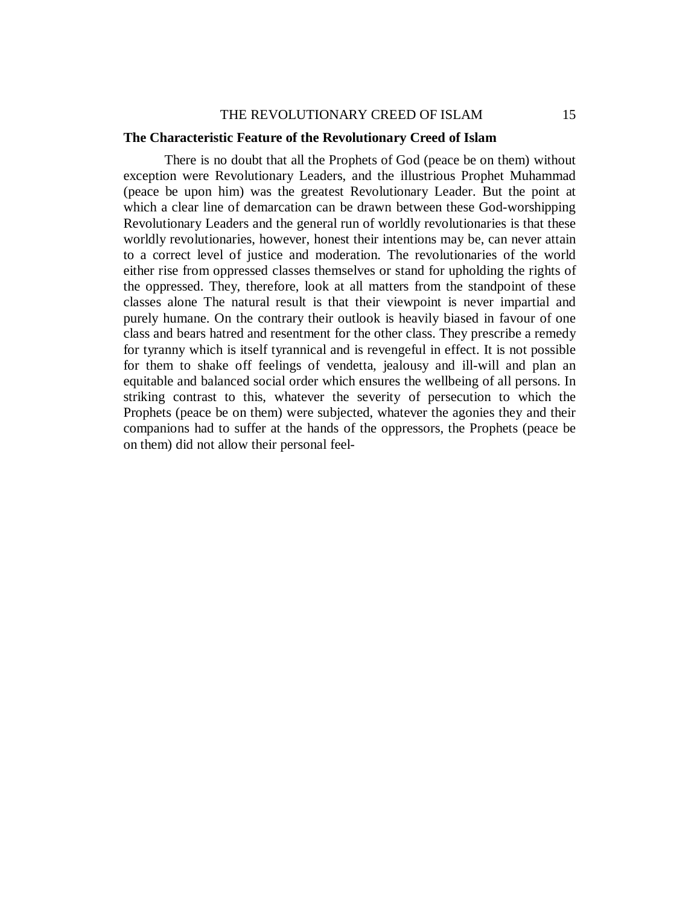## The Characteristic Feature of the Revolutionary Creed of Islam

There is no doubt that all the Prophets of God (peace be on them) without exception were Revolutionary Leaders, and the illustrious Prophet Muhammad (peace be upon him) was the greatest Revolutionary Leader. But the point at which a clear line of demarcation can be drawn between these God-worshipping Revolutionary Leaders and the general run of worldly revolutionaries is that these worldly revolutionaries, however, honest their intentions may be, can never attain to a correct level of justice and moderation. The revolutionaries of the world either rise from oppressed classes themselves or stand for upholding the rights of the oppressed. They, therefore, look at all matters from the standpoint of these classes alone The natural result is that their viewpoint is never impartial and purely humane. On the contrary their outlook is heavily biased in favour of one class and bears hatred and resentment for the other class. They prescribe a remedy for tyranny which is itself tyrannical and is revengeful in effect. It is not possible for them to shake off feelings of vendetta, jealousy and ill-will and plan an equitable and balanced social order which ensures the wellbeing of all persons. In striking contrast to this, whatever the severity of persecution to which the Prophets (peace be on them) were subjected, whatever the agonies they and their companions had to suffer at the hands of the oppressors, the Prophets (peace be on them) did not allow their personal feel-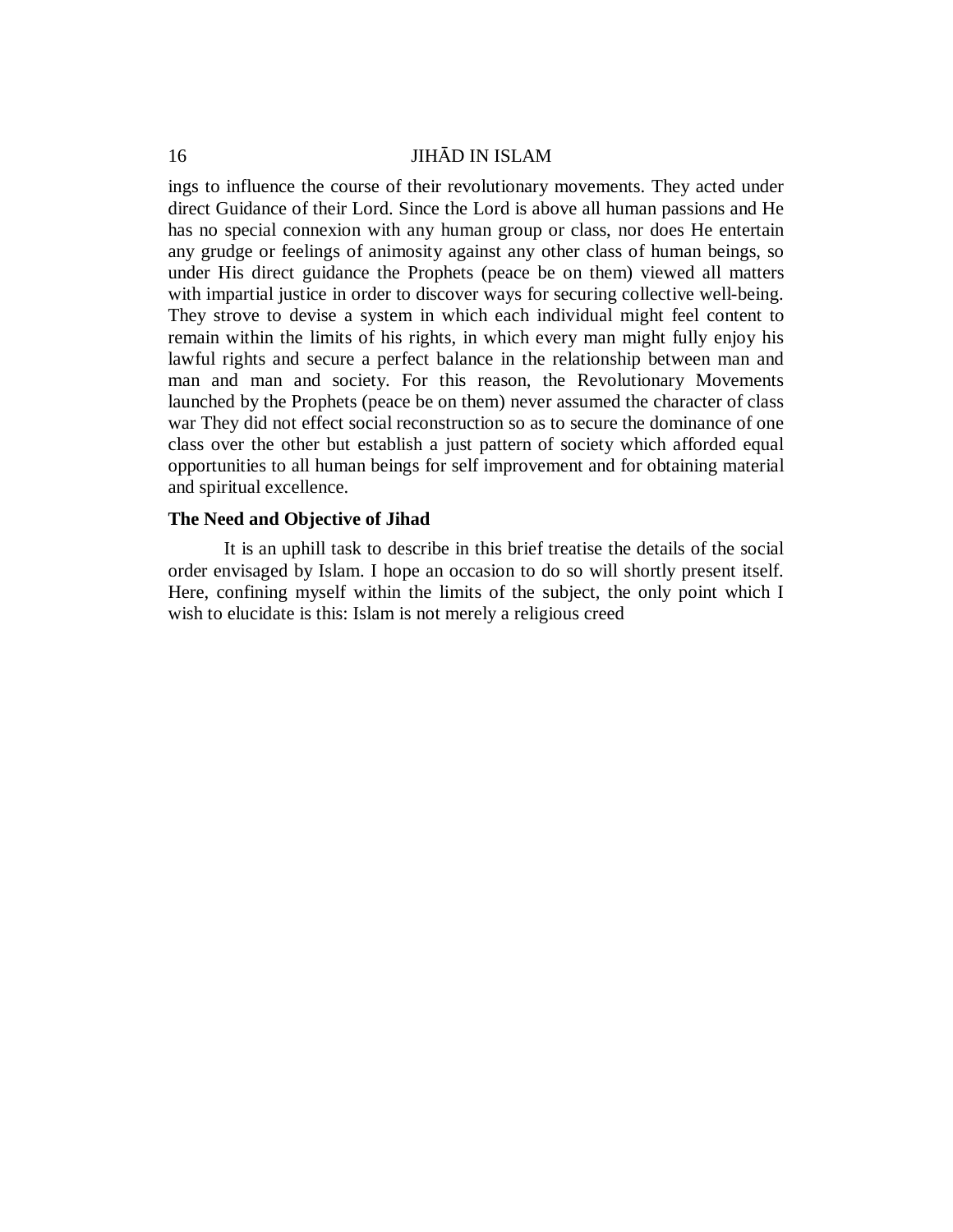ings to influence the course of their revolutionary movements. They acted under direct Guidance of their Lord. Since the Lord is above all human passions and He has no special connexion with any human group or class, nor does He entertain any grudge or feelings of animosity against any other class of human beings, so under His direct guidance the Prophets (peace be on them) viewed all matters with impartial justice in order to discover ways for securing collective well-being. They strove to devise a system in which each individual might feel content to remain within the limits of his rights, in which every man might fully enjoy his lawful rights and secure a perfect balance in the relationship between man and man and man and society. For this reason, the Revolutionary Movements launched by the Prophets (peace be on them) never assumed the character of class war They did not effect social reconstruction so as to secure the dominance of one class over the other but establish a just pattern of society which afforded equal opportunities to all human beings for self improvement and for obtaining material and spiritual excellence.

**The Need and Objective of Jihad**

It is an uphill task to describe in this brief treatise the details of the social order envisaged by Islam. I hope an occasion to do so will shortly present itself. Here, confining myself within the limits of the subject, the only point which I wish to elucidate is this: Islam is not merely a religious creed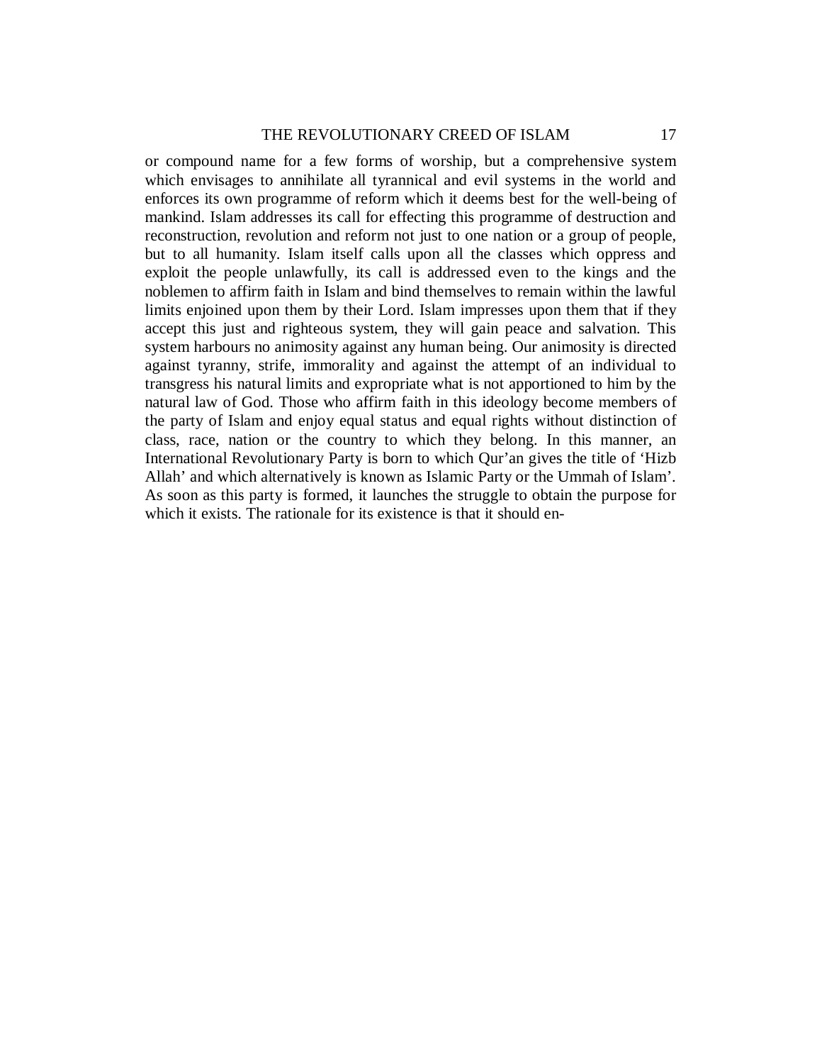or compound name for a few forms of worship, but a comprehensive system which envisages to annihilate all tyrannical and evil systems in the world and enforces its own programme of reform which it deems best for the well-being of mankind. Islam addresses its call for effecting this programme of destruction and reconstruction, revolution and reform not just to one nation or a group of people, but to all humanity. Islam itself calls upon all the classes which oppress and exploit the people unlawfully, its call is addressed even to the kings and the noblemen to affirm faith in Islam and bind themselves to remain within the lawful limits enjoined upon them by their Lord. Islam impresses upon them that if they accept this just and righteous system, they will gain peace and salvation. This system harbours no animosity against any human being. Our animosity is directed against tyranny, strife, immorality and against the attempt of an individual to transgress his natural limits and expropriate what is not apportioned to him by the natural law of God. Those who affirm faith in this ideology become members of the party of Islam and enjoy equal status and equal rights without distinction of class, race, nation or the country to which they belong. In this manner, an International Revolutionary Party is born to which Qur'an gives the title of 'Hizb Allah' and which alternatively is known as Islamic Party or the Ummah of Islam'. As soon as this party is formed, it launches the struggle to obtain the purpose for which it exists. The rationale for its existence is that it should en-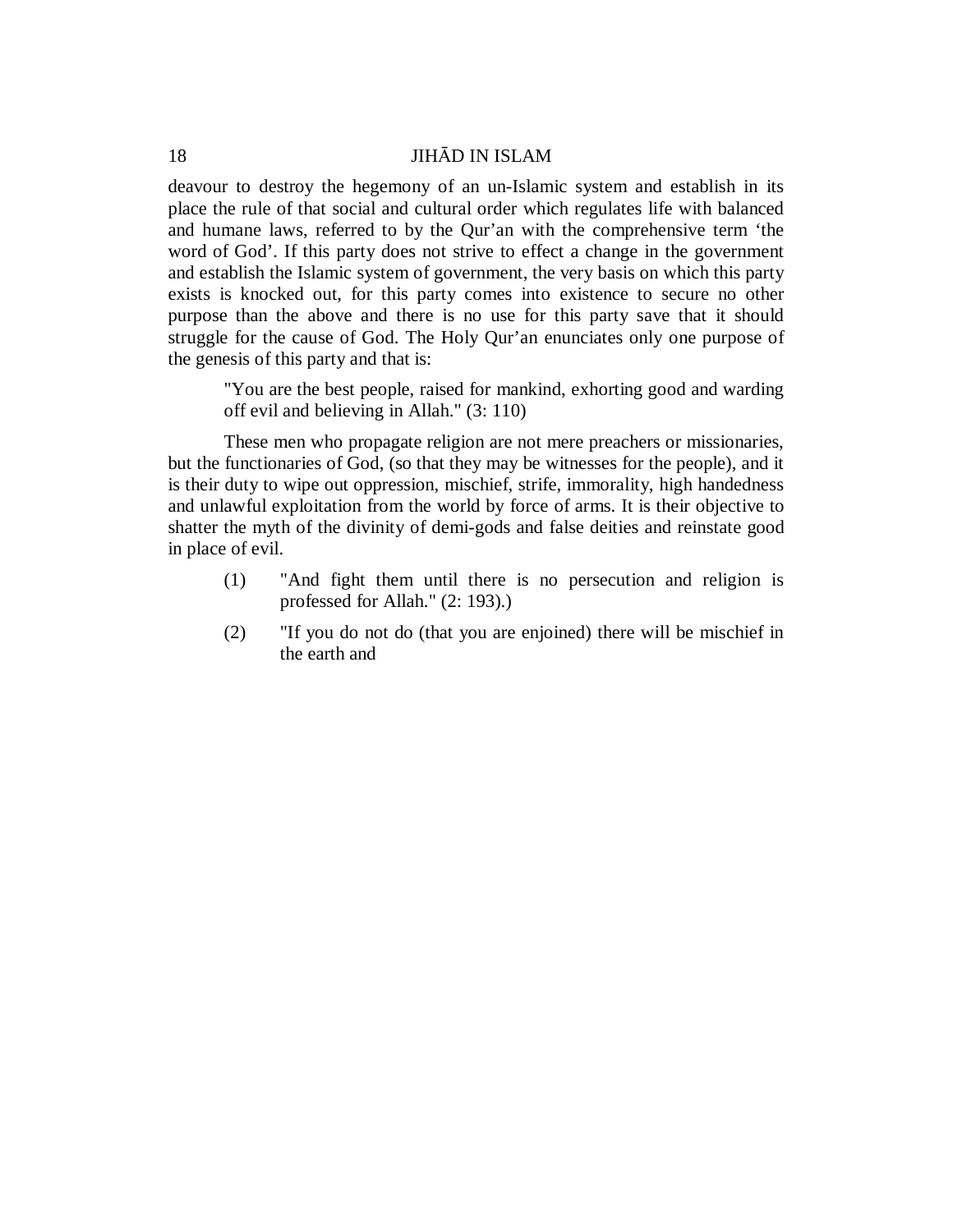deavour to destroy the hegemony of an un-Islamic system and establish in its place the rule of that social and cultural order which regulates life with balanced and humane laws, referred to by the Qur'an with the comprehensive term 'the word of God'. If this party does not strive to effect a change in the government and establish the Islamic system of government, the very basis on which this party exists is knocked out, for this party comes into existence to secure no other purpose than the above and there is no use for this party save that it should struggle for the cause of God. The Holy Qur'an enunciates only one purpose of the genesis of this party and that is:

> "You are the best people, raised for mankind, exhorting good and warding off evil and believing in Allah." (3: 110)

These men who propagate religion are not mere preachers or missionaries, but the functionaries of God, (so that they may be witnesses for the people), and it is their duty to wipe out oppression, mischief, strife, immorality, high handedness and unlawful exploitation from the world by force of arms. It is their objective to shatter the myth of the divinity of demi-gods and false deities and reinstate good in place of evil.

(1) "And fight them until there is no persecution and religion is professed for Allah." (2: 193).)

(2) "If you do not do (that you are enjoined) there will be mischief in the earth and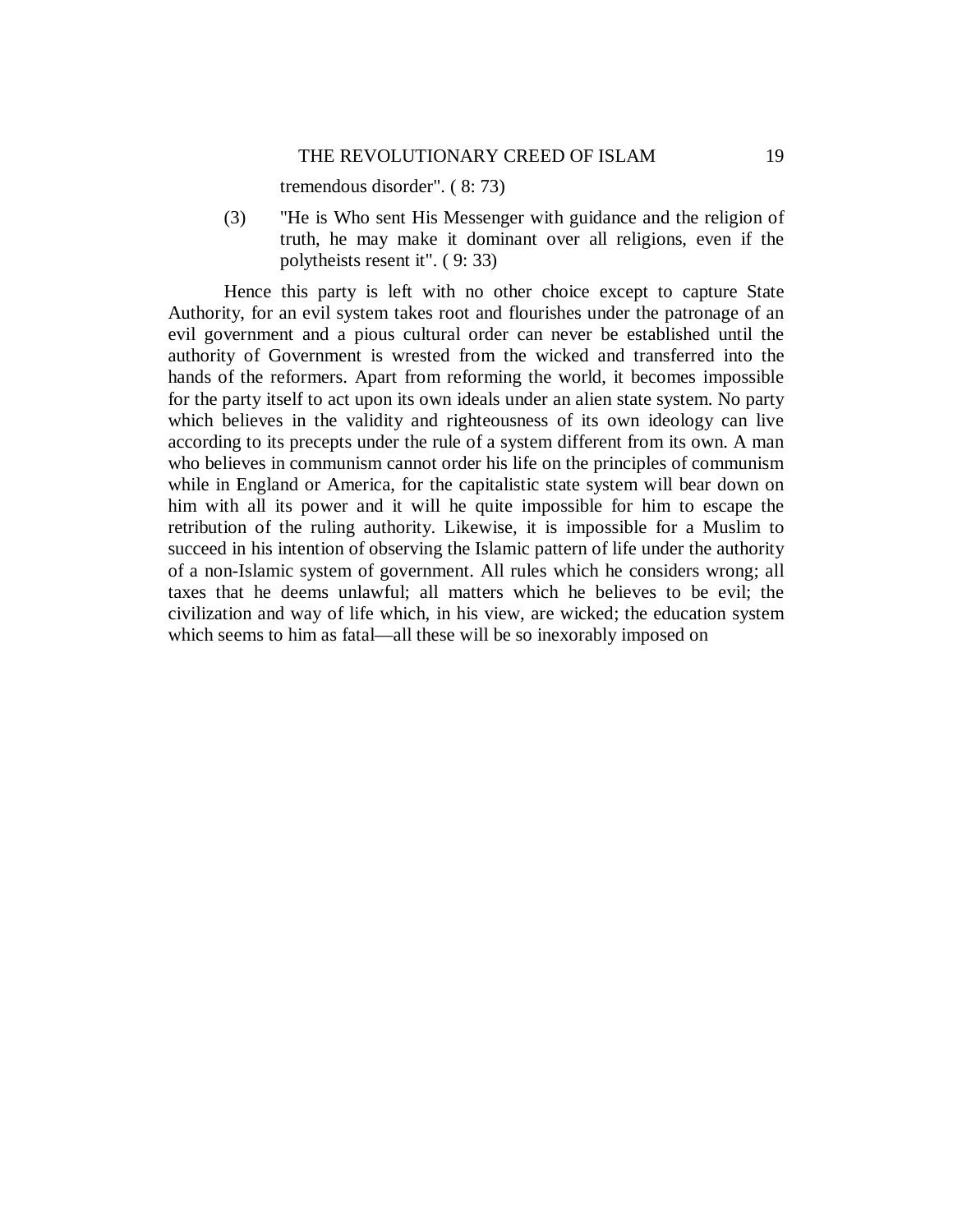tremendous disorder". ( 8: 73)

(3) "He is Who sent His Messenger with guidance and the religion of truth, he may make it dominant over all religions, even if the polytheists resent it". ( 9: 33)

Hence this party is left with no other choice except to capture State Authority, for an evil system takes root and flourishes under the patronage of an evil government and a pious cultural order can never be established until the authority of Government is wrested from the wicked and transferred into the hands of the reformers. Apart from reforming the world, it becomes impossible for the party itself to act upon its own ideals under an alien state system. No party which believes in the validity and righteousness of its own ideology can live according to its precepts under the rule of a system different from its own. A man who believes in communism cannot order his life on the principles of communism while in England or America, for the capitalistic state system will bear down on him with all its power and it will he quite impossible for him to escape the retribution of the ruling authority. Likewise, it is impossible for a Muslim to succeed in his intention of observing the Islamic pattern of life under the authority of a non-Islamic system of government. All rules which he considers wrong; all taxes that he deems unlawful; all matters which he believes to be evil; the civilization and way of life which, in his view, are wicked; the education system which seems to him as fatal—all these will be so inexorably imposed on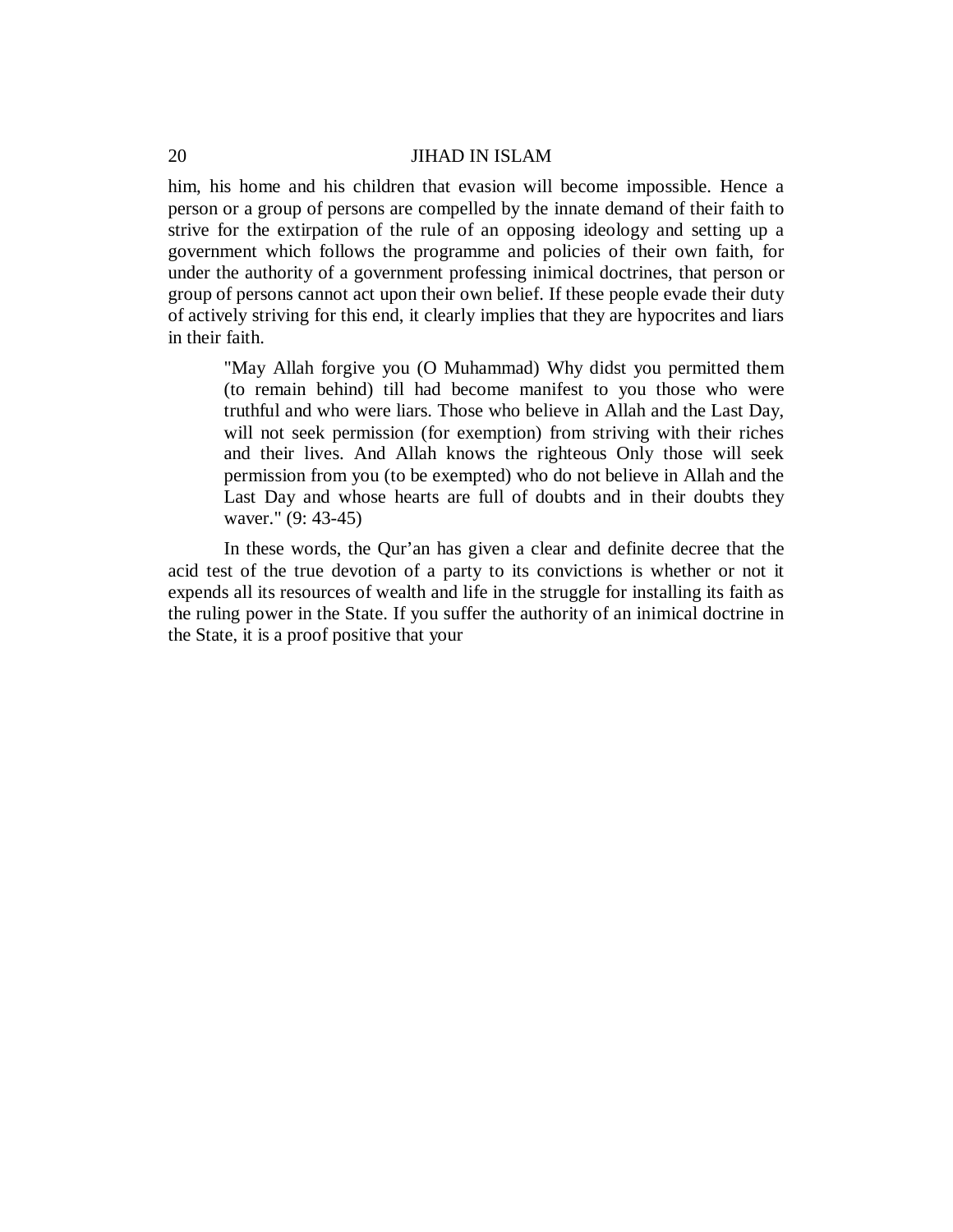him, his home and his children that evasion will become impossible. Hence a person or a group of persons are compelled by the innate demand of their faith to strive for the extirpation of the rule of an opposing ideology and setting up a government which follows the programme and policies of their own faith, for under the authority of a government professing inimical doctrines, that person or group of persons cannot act upon their own belief. If these people evade their duty of actively striving for this end, it clearly implies that they are hypocrites and liars in their faith.

> "May Allah forgive you (O Muhammad) Why didst you permitted them (to remain behind) till had become manifest to you those who were truthful and who were liars. Those who believe in Allah and the Last Day, will not seek permission (for exemption) from striving with their riches and their lives. And Allah knows the righteous Only those will seek permission from you (to be exempted) who do not believe in Allah and the Last Day and whose hearts are full of doubts and in their doubts they waver." (9: 43-45)

In these words, the Qur'an has given a clear and definite decree that the acid test of the true devotion of a party to its convictions is whether or not it expends all its resources of wealth and life in the struggle for installing its faith as the ruling power in the State. If you suffer the authority of an inimical doctrine in the State, it is a proof positive that your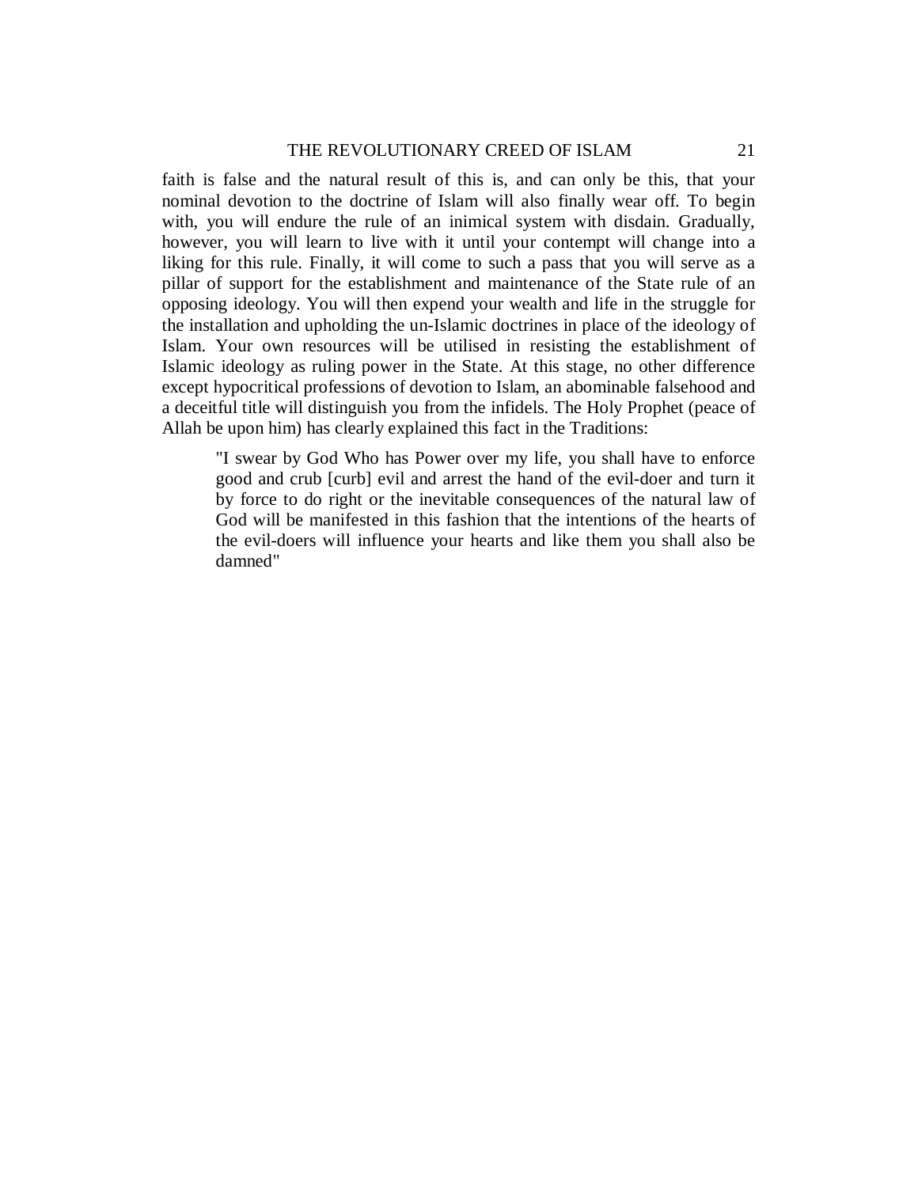faith is false and the natural result of this is, and can only be this, that your nominal devotion to the doctrine of Islam will also finally wear off. To begin with, you will endure the rule of an inimical system with disdain. Gradually, however, you will learn to live with it until your contempt will change into a liking for this rule. Finally, it will come to such a pass that you will serve as a pillar of support for the establishment and maintenance of the State rule of an opposing ideology. You will then expend your wealth and life in the struggle for the installation and upholding the un-Islamic doctrines in place of the ideology of Islam. Your own resources will be utilised in resisting the establishment of Islamic ideology as ruling power in the State. At this stage, no other difference except hypocritical professions of devotion to Islam, an abominable falsehood and a deceitful title will distinguish you from the infidels. The Holy Prophet (peace of Allah be upon him) has clearly explained this fact in the Traditions:

> "I swear by God Who has Power over my life, you shall have to enforce good and crub [curb] evil and arrest the hand of the evil-doer and turn it by force to do right or the inevitable consequences of the natural law of God will be manifested in this fashion that the intentions of the hearts of the evil-doers will influence your hearts and like them you shall also be damned"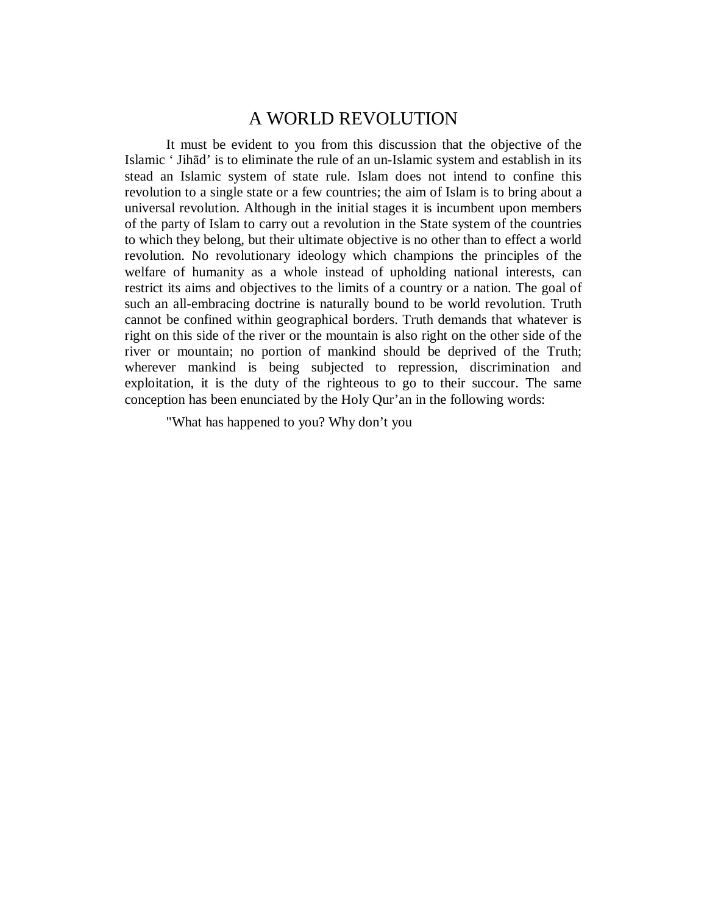# A WORLD REVOLUTION

It must be evident to you from this discussion that the objective of the Islamic ‘ Jihād’ is to eliminate the rule of an un-Islamic system and establish in its stead an Islamic system of state rule. Islam does not intend to confine this revolution to a single state or a few countries; the aim of Islam is to bring about a universal revolution. Although in the initial stages it is incumbent upon members of the party of Islam to carry out a revolution in the State system of the countries to which they belong, but their ultimate objective is no other than to effect a world revolution. No revolutionary ideology which champions the principles of the welfare of humanity as a whole instead of upholding national interests, can restrict its aims and objectives to the limits of a country or a nation. The goal of such an all-embracing doctrine is naturally bound to be world revolution. Truth cannot be confined within geographical borders. Truth demands that whatever is right on this side of the river or the mountain is also right on the other side of the river or mountain; no portion of mankind should be deprived of the Truth; wherever mankind is being subjected to repression, discrimination and exploitation, it is the duty of the righteous to go to their succour. The same conception has been enunciated by the Holy Qur’an in the following words:

"What has happened to you? Why don’t you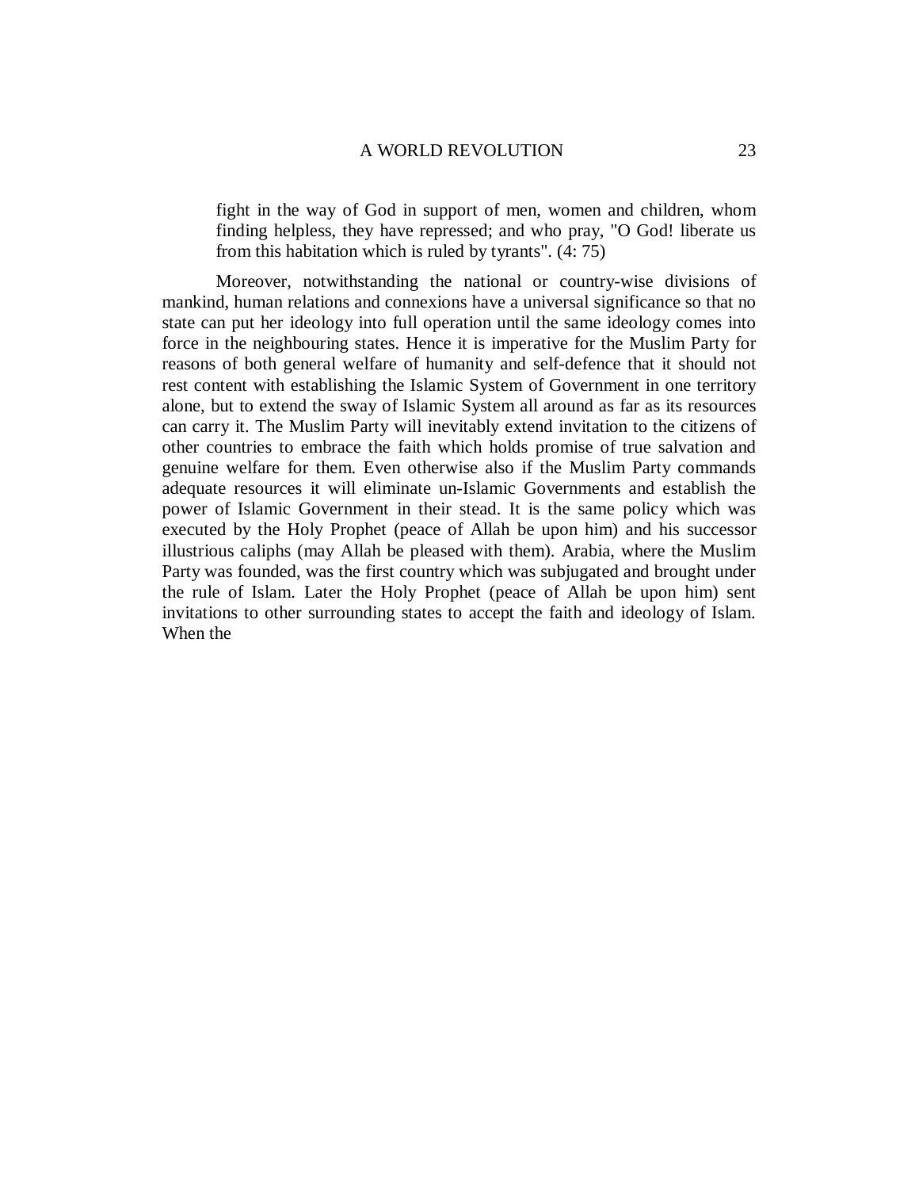> fight in the way of God in support of men, women and children, whom finding helpless, they have repressed; and who pray, "O God! liberate us from this habitation which is ruled by tyrants". (4: 75)

Moreover, notwithstanding the national or country-wise divisions of mankind, human relations and connexions have a universal significance so that no state can put her ideology into full operation until the same ideology comes into force in the neighbouring states. Hence it is imperative for the Muslim Party for reasons of both general welfare of humanity and self-defence that it should not rest content with establishing the Islamic System of Government in one territory alone, but to extend the sway of Islamic System all around as far as its resources can carry it. The Muslim Party will inevitably extend invitation to the citizens of other countries to embrace the faith which holds promise of true salvation and genuine welfare for them. Even otherwise also if the Muslim Party commands adequate resources it will eliminate un-Islamic Governments and establish the power of Islamic Government in their stead. It is the same policy which was executed by the Holy Prophet (peace of Allah be upon him) and his successor illustrious caliphs (may Allah be pleased with them). Arabia, where the Muslim Party was founded, was the first country which was subjugated and brought under the rule of Islam. Later the Holy Prophet (peace of Allah be upon him) sent invitations to other surrounding states to accept the faith and ideology of Islam. When the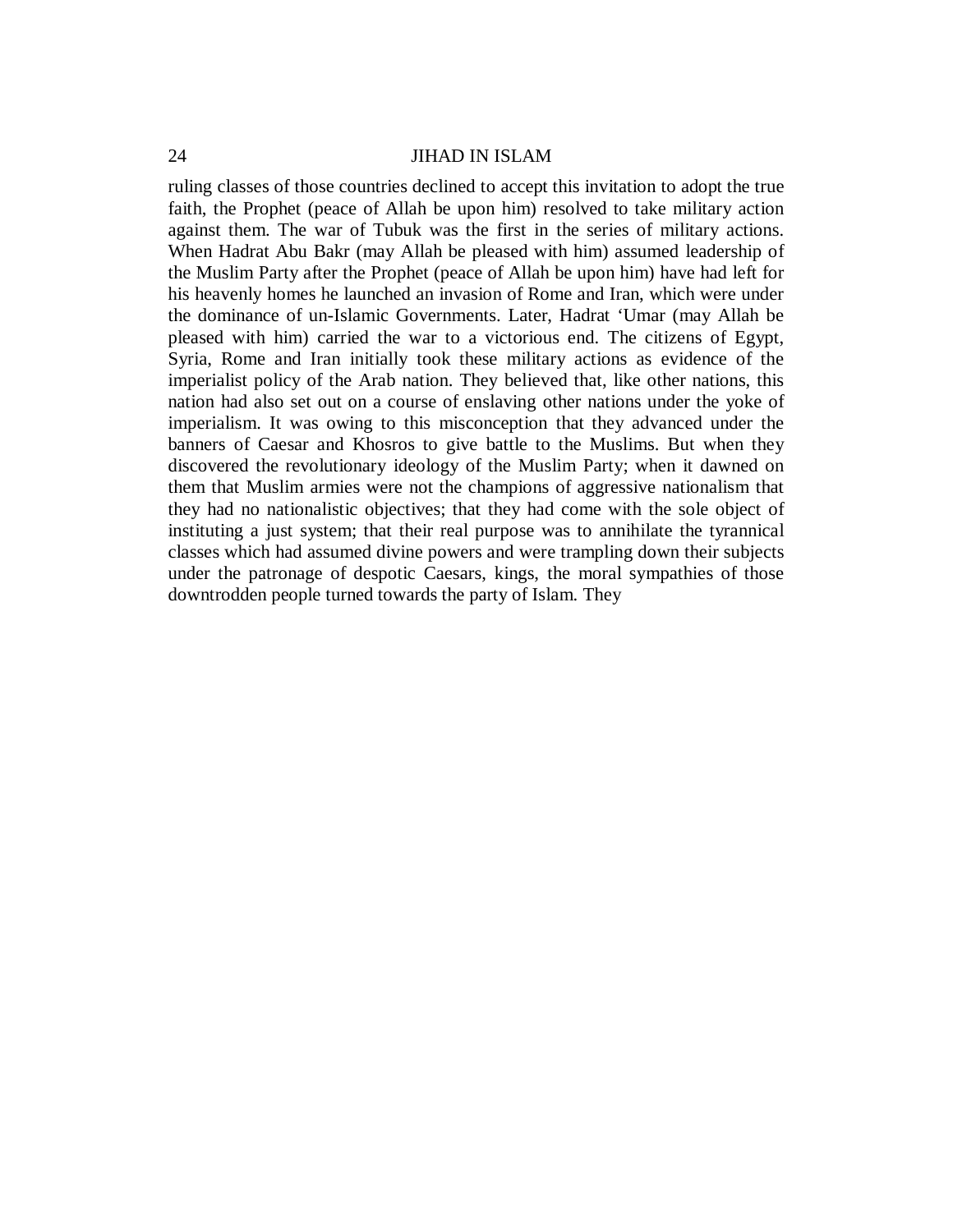ruling classes of those countries declined to accept this invitation to adopt the true faith, the Prophet (peace of Allah be upon him) resolved to take military action against them. The war of Tubuk was the first in the series of military actions. When Hadrat Abu Bakr (may Allah be pleased with him) assumed leadership of the Muslim Party after the Prophet (peace of Allah be upon him) have had left for his heavenly homes he launched an invasion of Rome and Iran, which were under the dominance of un-Islamic Governments. Later, Hadrat 'Umar (may Allah be pleased with him) carried the war to a victorious end. The citizens of Egypt, Syria, Rome and Iran initially took these military actions as evidence of the imperialist policy of the Arab nation. They believed that, like other nations, this nation had also set out on a course of enslaving other nations under the yoke of imperialism. It was owing to this misconception that they advanced under the banners of Caesar and Khosros to give battle to the Muslims. But when they discovered the revolutionary ideology of the Muslim Party; when it dawned on them that Muslim armies were not the champions of aggressive nationalism that they had no nationalistic objectives; that they had come with the sole object of instituting a just system; that their real purpose was to annihilate the tyrannical classes which had assumed divine powers and were trampling down their subjects under the patronage of despotic Caesars, kings, the moral sympathies of those downtrodden people turned towards the party of Islam. They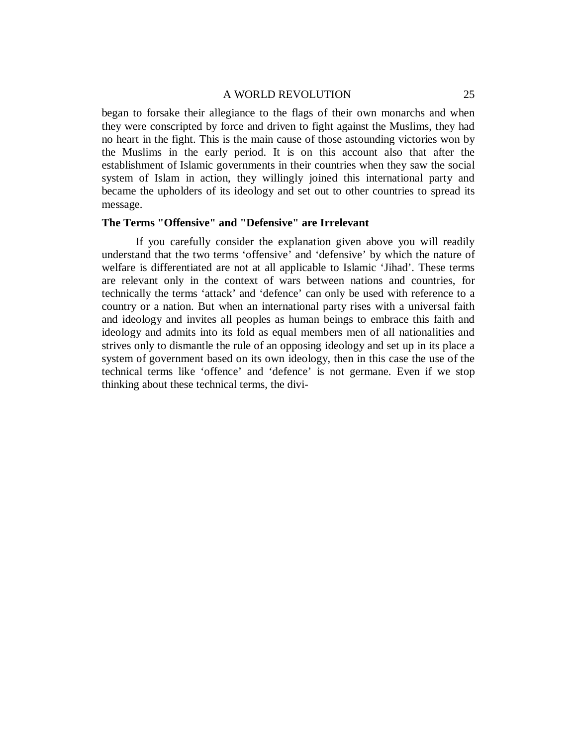began to forsake their allegiance to the flags of their own monarchs and when they were conscripted by force and driven to fight against the Muslims, they had no heart in the fight. This is the main cause of those astounding victories won by the Muslims in the early period. It is on this account also that after the establishment of Islamic governments in their countries when they saw the social system of Islam in action, they willingly joined this international party and became the upholders of its ideology and set out to other countries to spread its message.

**The Terms "Offensive" and "Defensive" are Irrelevant**

If you carefully consider the explanation given above you will readily understand that the two terms 'offensive' and 'defensive' by which the nature of welfare is differentiated are not at all applicable to Islamic 'Jihad'. These terms are relevant only in the context of wars between nations and countries, for technically the terms 'attack' and 'defence' can only be used with reference to a country or a nation. But when an international party rises with a universal faith and ideology and invites all peoples as human beings to embrace this faith and ideology and admits into its fold as equal members men of all nationalities and strives only to dismantle the rule of an opposing ideology and set up in its place a system of government based on its own ideology, then in this case the use of the technical terms like 'offence' and 'defence' is not germane. Even if we stop thinking about these technical terms, the divi-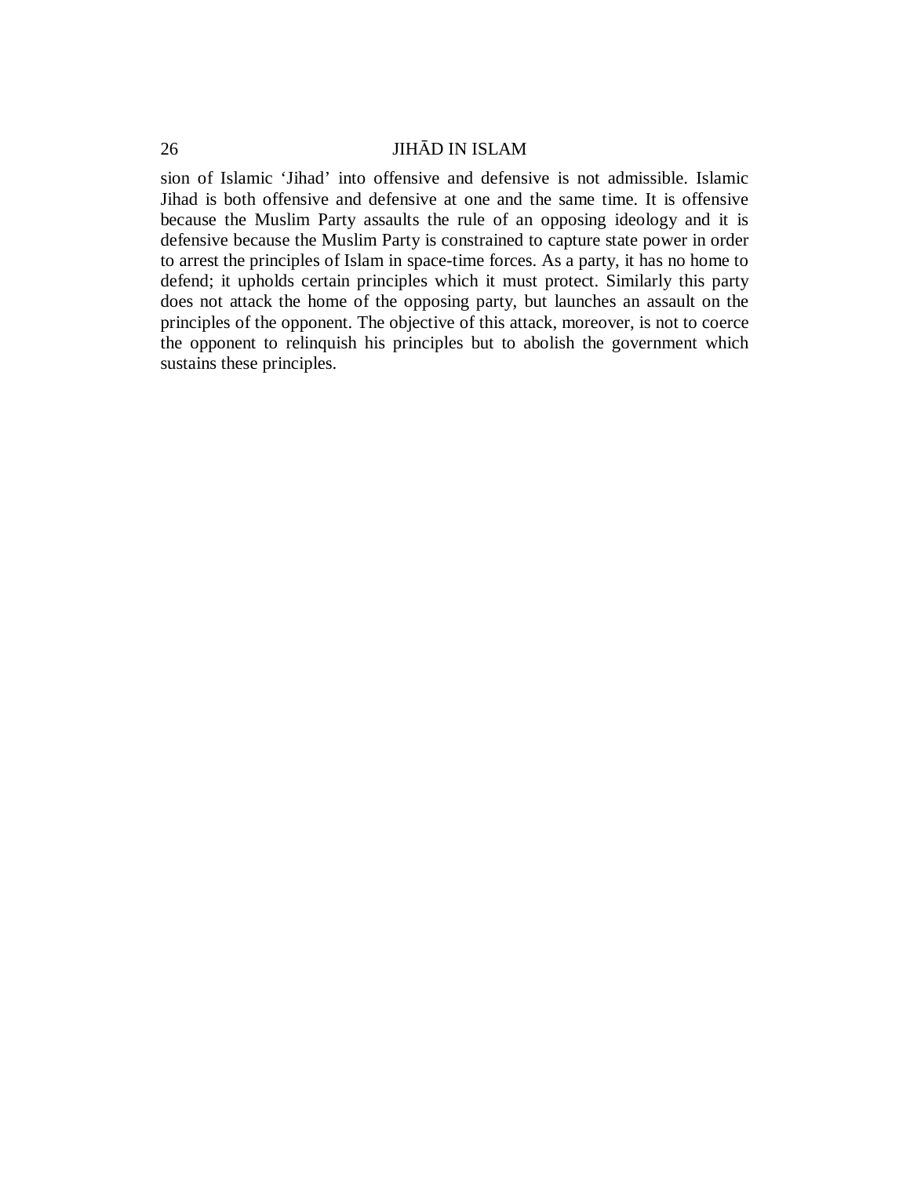sion of Islamic ‘Jihad’ into offensive and defensive is not admissible. Islamic Jihad is both offensive and defensive at one and the same time. It is offensive because the Muslim Party assaults the rule of an opposing ideology and it is defensive because the Muslim Party is constrained to capture state power in order to arrest the principles of Islam in space-time forces. As a party, it has no home to defend; it upholds certain principles which it must protect. Similarly this party does not attack the home of the opposing party, but launches an assault on the principles of the opponent. The objective of this attack, moreover, is not to coerce the opponent to relinquish his principles but to abolish the government which sustains these principles.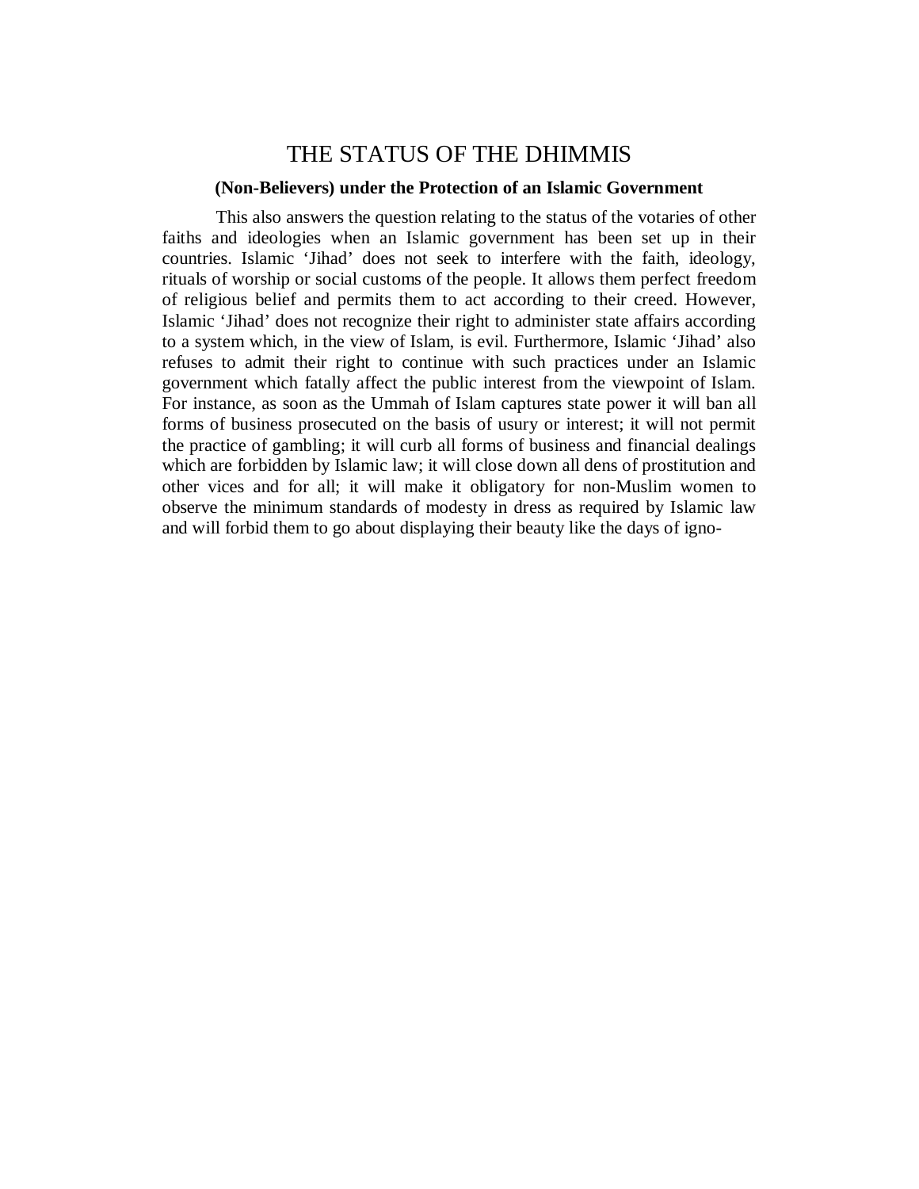# THE STATUS OF THE DHIMMIS

**(Non-Believers) under the Protection of an Islamic Government**

This also answers the question relating to the status of the votaries of other faiths and ideologies when an Islamic government has been set up in their countries. Islamic 'Jihad' does not seek to interfere with the faith, ideology, rituals of worship or social customs of the people. It allows them perfect freedom of religious belief and permits them to act according to their creed. However, Islamic 'Jihad' does not recognize their right to administer state affairs according to a system which, in the view of Islam, is evil. Furthermore, Islamic 'Jihad' also refuses to admit their right to continue with such practices under an Islamic government which fatally affect the public interest from the viewpoint of Islam. For instance, as soon as the Ummah of Islam captures state power it will ban all forms of business prosecuted on the basis of usury or interest; it will not permit the practice of gambling; it will curb all forms of business and financial dealings which are forbidden by Islamic law; it will close down all dens of prostitution and other vices and for all; it will make it obligatory for non-Muslim women to observe the minimum standards of modesty in dress as required by Islamic law and will forbid them to go about displaying their beauty like the days of igno-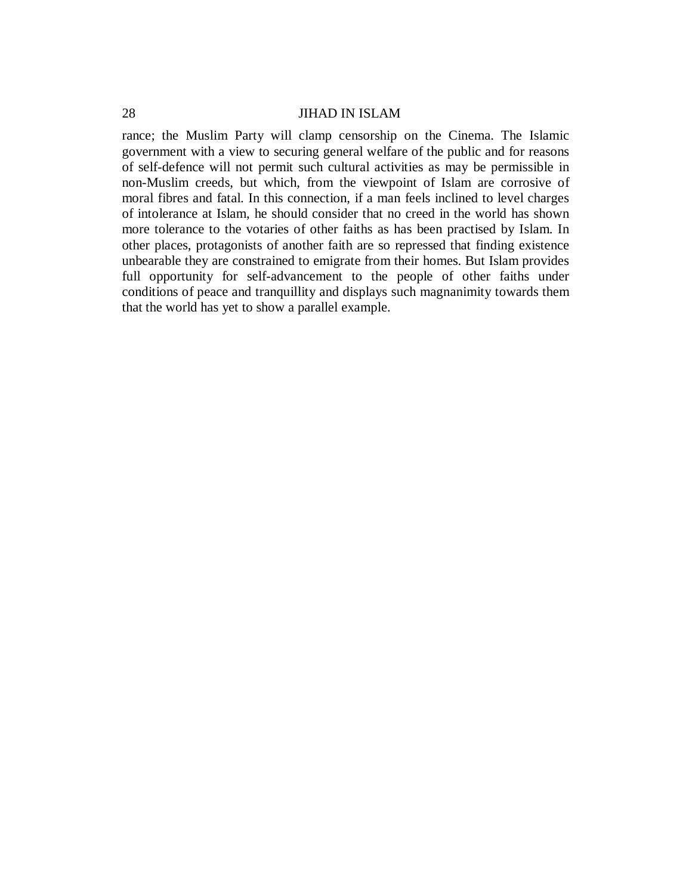rance; the Muslim Party will clamp censorship on the Cinema. The Islamic government with a view to securing general welfare of the public and for reasons of self-defence will not permit such cultural activities as may be permissible in non-Muslim creeds, but which, from the viewpoint of Islam are corrosive of moral fibres and fatal. In this connection, if a man feels inclined to level charges of intolerance at Islam, he should consider that no creed in the world has shown more tolerance to the votaries of other faiths as has been practised by Islam. In other places, protagonists of another faith are so repressed that finding existence unbearable they are constrained to emigrate from their homes. But Islam provides full opportunity for self-advancement to the people of other faiths under conditions of peace and tranquillity and displays such magnanimity towards them that the world has yet to show a parallel example.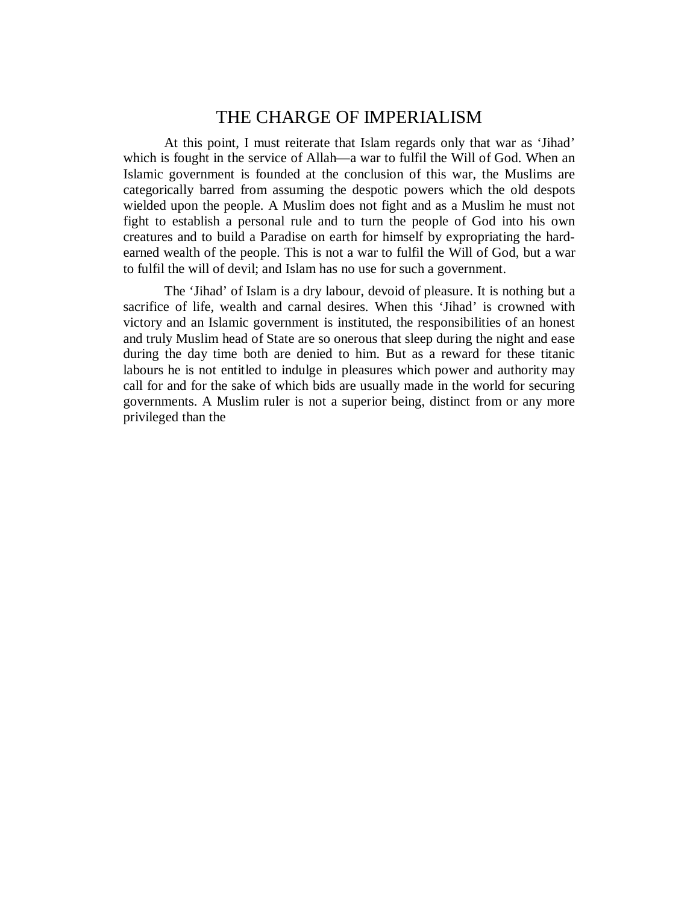# THE CHARGE OF IMPERIALISM

At this point, I must reiterate that Islam regards only that war as 'Jihad' which is fought in the service of Allah—a war to fulfil the Will of God. When an Islamic government is founded at the conclusion of this war, the Muslims are categorically barred from assuming the despotic powers which the old despots wielded upon the people. A Muslim does not fight and as a Muslim he must not fight to establish a personal rule and to turn the people of God into his own creatures and to build a Paradise on earth for himself by expropriating the hard-earned wealth of the people. This is not a war to fulfil the Will of God, but a war to fulfil the will of devil; and Islam has no use for such a government.

The 'Jihad' of Islam is a dry labour, devoid of pleasure. It is nothing but a sacrifice of life, wealth and carnal desires. When this 'Jihad' is crowned with victory and an Islamic government is instituted, the responsibilities of an honest and truly Muslim head of State are so onerous that sleep during the night and ease during the day time both are denied to him. But as a reward for these titanic labours he is not entitled to indulge in pleasures which power and authority may call for and for the sake of which bids are usually made in the world for securing governments. A Muslim ruler is not a superior being, distinct from or any more privileged than the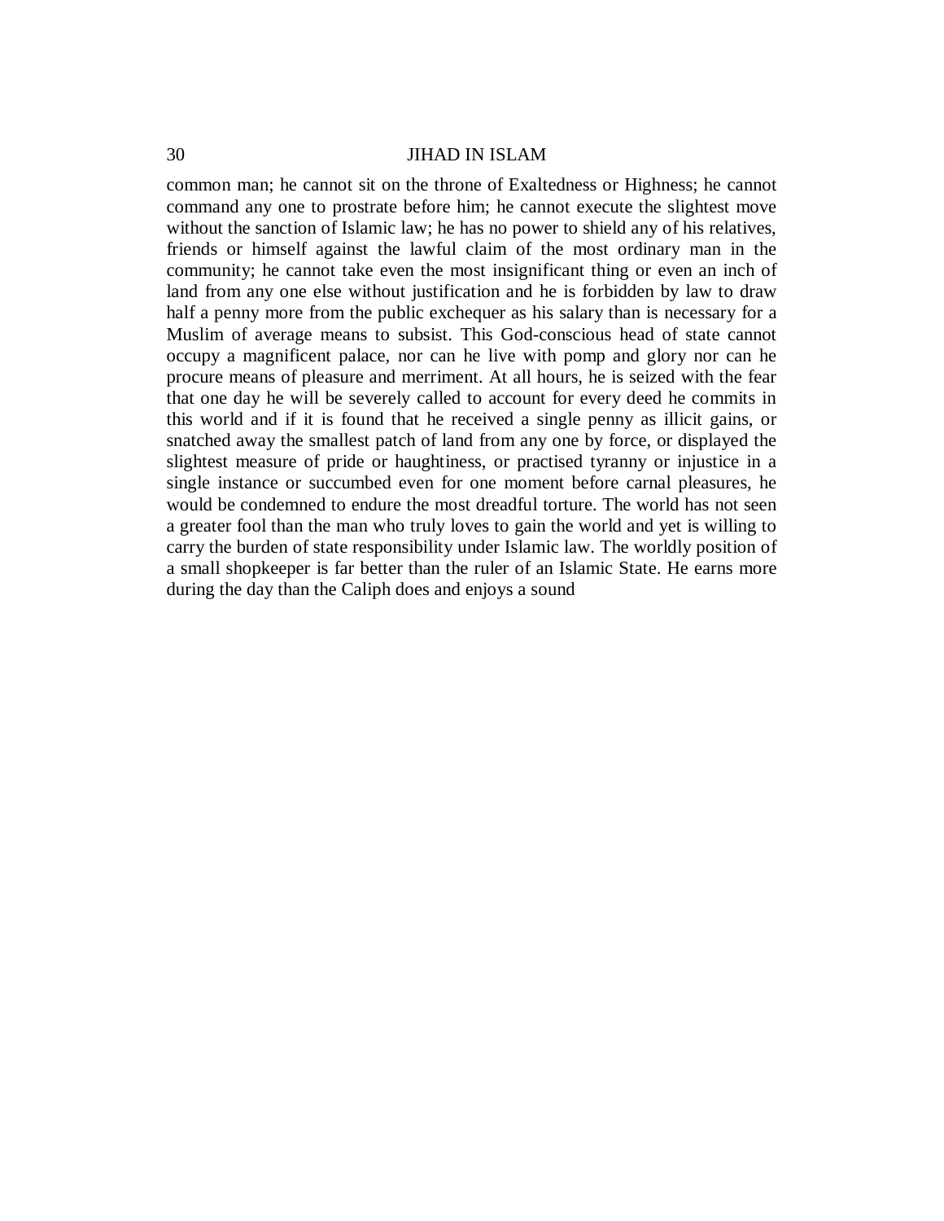common man; he cannot sit on the throne of Exaltedness or Highness; he cannot command any one to prostrate before him; he cannot execute the slightest move without the sanction of Islamic law; he has no power to shield any of his relatives, friends or himself against the lawful claim of the most ordinary man in the community; he cannot take even the most insignificant thing or even an inch of land from any one else without justification and he is forbidden by law to draw half a penny more from the public exchequer as his salary than is necessary for a Muslim of average means to subsist. This God-conscious head of state cannot occupy a magnificent palace, nor can he live with pomp and glory nor can he procure means of pleasure and merriment. At all hours, he is seized with the fear that one day he will be severely called to account for every deed he commits in this world and if it is found that he received a single penny as illicit gains, or snatched away the smallest patch of land from any one by force, or displayed the slightest measure of pride or haughtiness, or practised tyranny or injustice in a single instance or succumbed even for one moment before carnal pleasures, he would be condemned to endure the most dreadful torture. The world has not seen a greater fool than the man who truly loves to gain the world and yet is willing to carry the burden of state responsibility under Islamic law. The worldly position of a small shopkeeper is far better than the ruler of an Islamic State. He earns more during the day than the Caliph does and enjoys a sound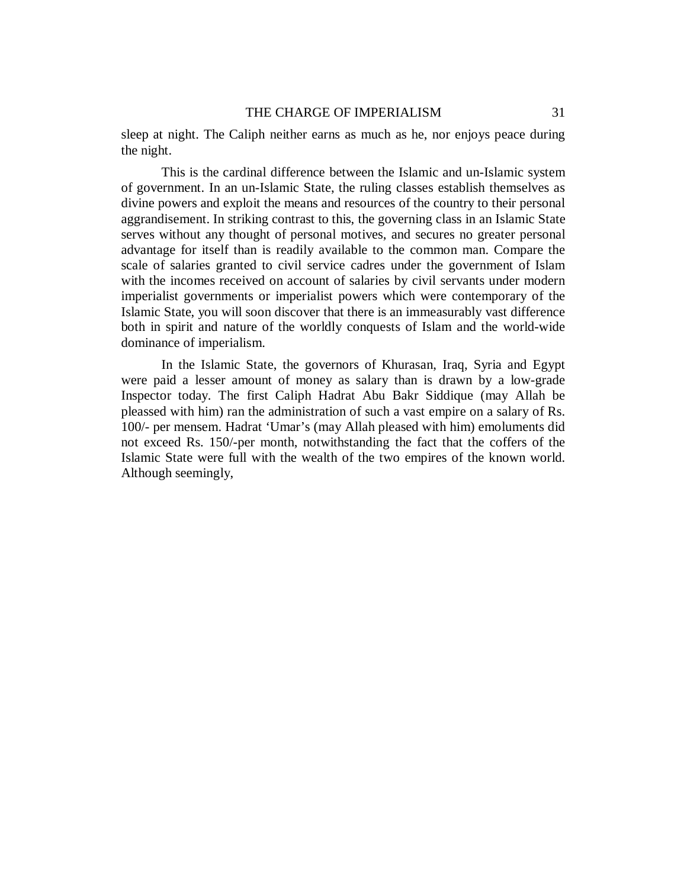sleep at night. The Caliph neither earns as much as he, nor enjoys peace during the night.

This is the cardinal difference between the Islamic and un-Islamic system of government. In an un-Islamic State, the ruling classes establish themselves as divine powers and exploit the means and resources of the country to their personal aggrandisement. In striking contrast to this, the governing class in an Islamic State serves without any thought of personal motives, and secures no greater personal advantage for itself than is readily available to the common man. Compare the scale of salaries granted to civil service cadres under the government of Islam with the incomes received on account of salaries by civil servants under modern imperialist governments or imperialist powers which were contemporary of the Islamic State, you will soon discover that there is an immeasurably vast difference both in spirit and nature of the worldly conquests of Islam and the world-wide dominance of imperialism.

In the Islamic State, the governors of Khurasan, Iraq, Syria and Egypt were paid a lesser amount of money as salary than is drawn by a low-grade Inspector today. The first Caliph Hadrat Abu Bakr Siddique (may Allah be pleassed with him) ran the administration of such a vast empire on a salary of Rs. 100/- per mensem. Hadrat 'Umar's (may Allah pleased with him) emoluments did not exceed Rs. 150/-per month, notwithstanding the fact that the coffers of the Islamic State were full with the wealth of the two empires of the known world. Although seemingly,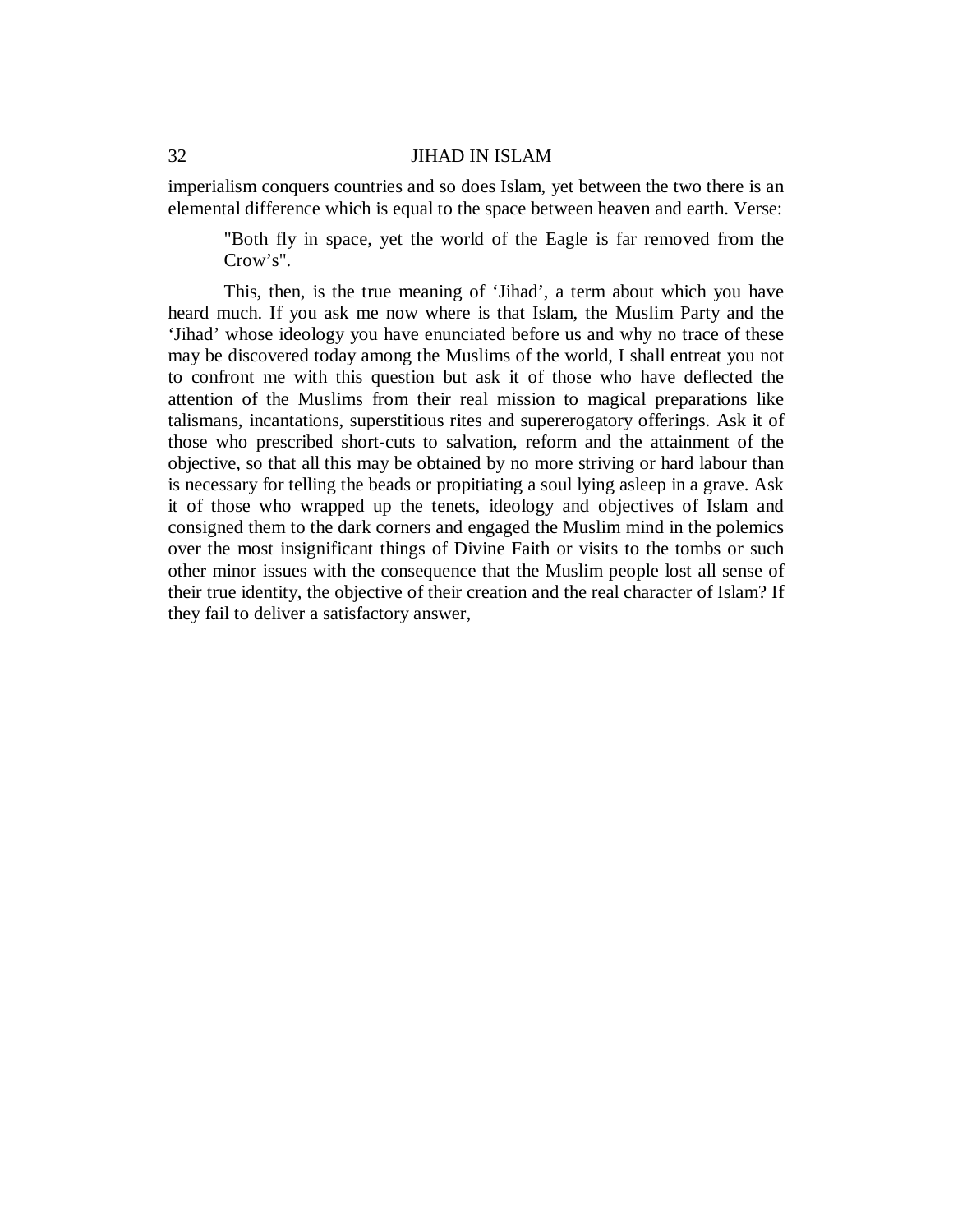imperialism conquers countries and so does Islam, yet between the two there is an elemental difference which is equal to the space between heaven and earth. Verse:

> "Both fly in space, yet the world of the Eagle is far removed from the Crow's".

This, then, is the true meaning of 'Jihad', a term about which you have heard much. If you ask me now where is that Islam, the Muslim Party and the 'Jihad' whose ideology you have enunciated before us and why no trace of these may be discovered today among the Muslims of the world, I shall entreat you not to confront me with this question but ask it of those who have deflected the attention of the Muslims from their real mission to magical preparations like talismans, incantations, superstitious rites and supererogatory offerings. Ask it of those who prescribed short-cuts to salvation, reform and the attainment of the objective, so that all this may be obtained by no more striving or hard labour than is necessary for telling the beads or propitiating a soul lying asleep in a grave. Ask it of those who wrapped up the tenets, ideology and objectives of Islam and consigned them to the dark corners and engaged the Muslim mind in the polemics over the most insignificant things of Divine Faith or visits to the tombs or such other minor issues with the consequence that the Muslim people lost all sense of their true identity, the objective of their creation and the real character of Islam? If they fail to deliver a satisfactory answer,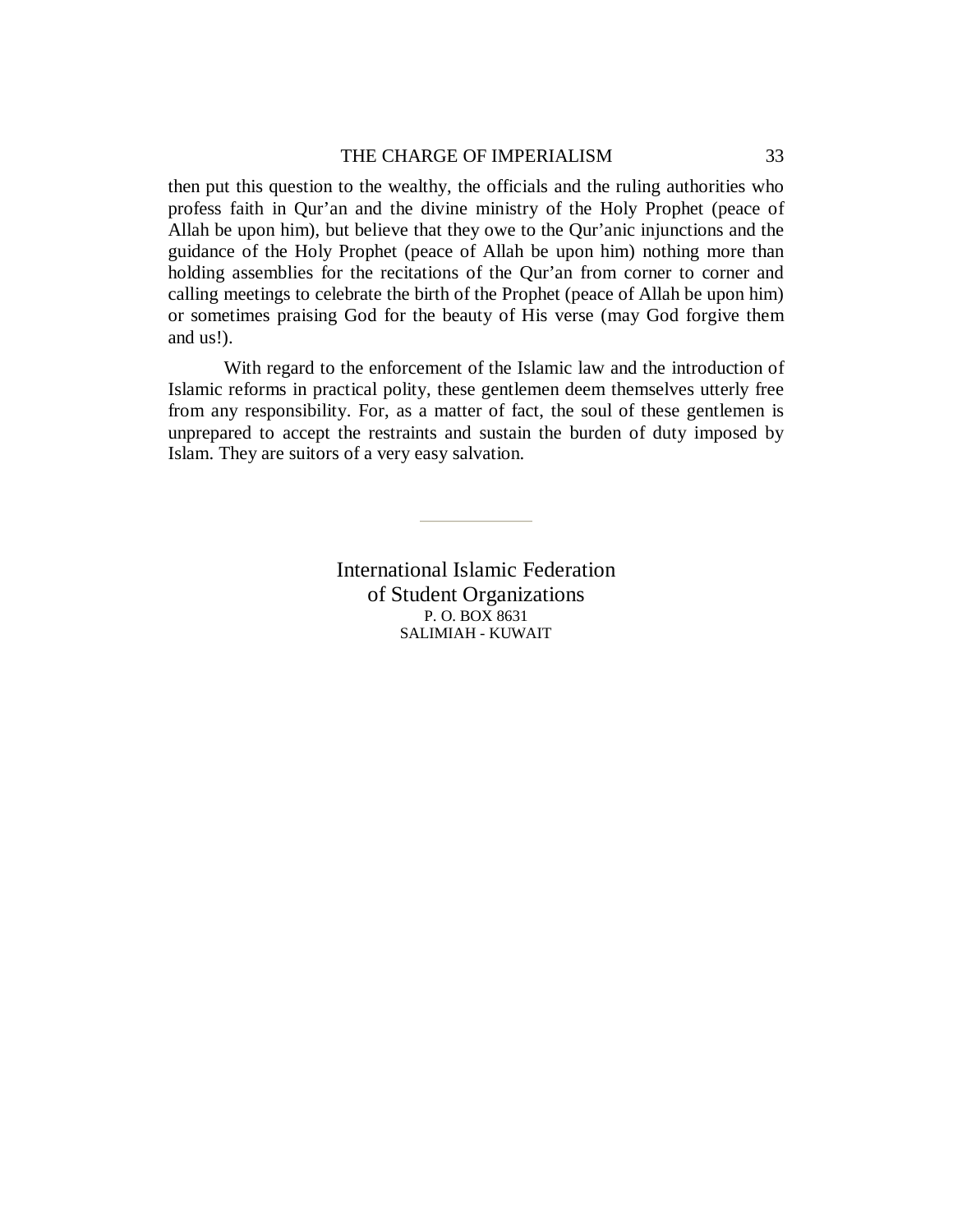then put this question to the wealthy, the officials and the ruling authorities who profess faith in Qur'an and the divine ministry of the Holy Prophet (peace of Allah be upon him), but believe that they owe to the Qur'anic injunctions and the guidance of the Holy Prophet (peace of Allah be upon him) nothing more than holding assemblies for the recitations of the Qur'an from corner to corner and calling meetings to celebrate the birth of the Prophet (peace of Allah be upon him) or sometimes praising God for the beauty of His verse (may God forgive them and us!).

With regard to the enforcement of the Islamic law and the introduction of Islamic reforms in practical polity, these gentlemen deem themselves utterly free from any responsibility. For, as a matter of fact, the soul of these gentlemen is unprepared to accept the restraints and sustain the burden of duty imposed by Islam. They are suitors of a very easy salvation.

---

International Islamic Federation
of Student Organizations
P. O. BOX 8631
SALIMIAH - KUWAIT